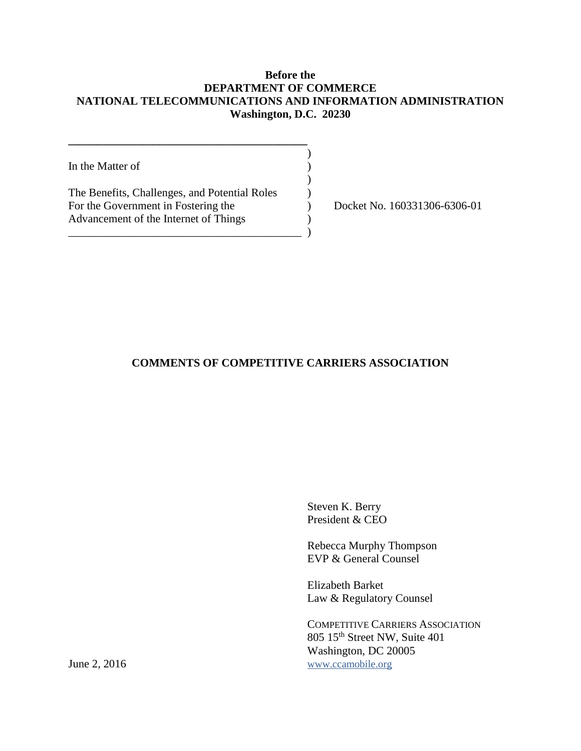**Before the**
**DEPARTMENT OF COMMERCE**
**NATIONAL TELECOMMUNICATIONS AND INFORMATION ADMINISTRATION**
**Washington, D.C. 20230**

| | | |
|---|---|---|
| In the Matter of | ) | |
| | ) | |
| The Benefits, Challenges, and Potential Roles | ) | |
| For the Government in Fostering the | ) | Docket No. 160331306-6306-01 |
| Advancement of the Internet of Things | ) | |

**COMMENTS OF COMPETITIVE CARRIERS ASSOCIATION**

Steven K. Berry
President & CEO

Rebecca Murphy Thompson
EVP & General Counsel

Elizabeth Barket
Law & Regulatory Counsel

COMPETITIVE CARRIERS ASSOCIATION
805 15th Street NW, Suite 401
Washington, DC 20005
www.ccamobile.org

June 2, 2016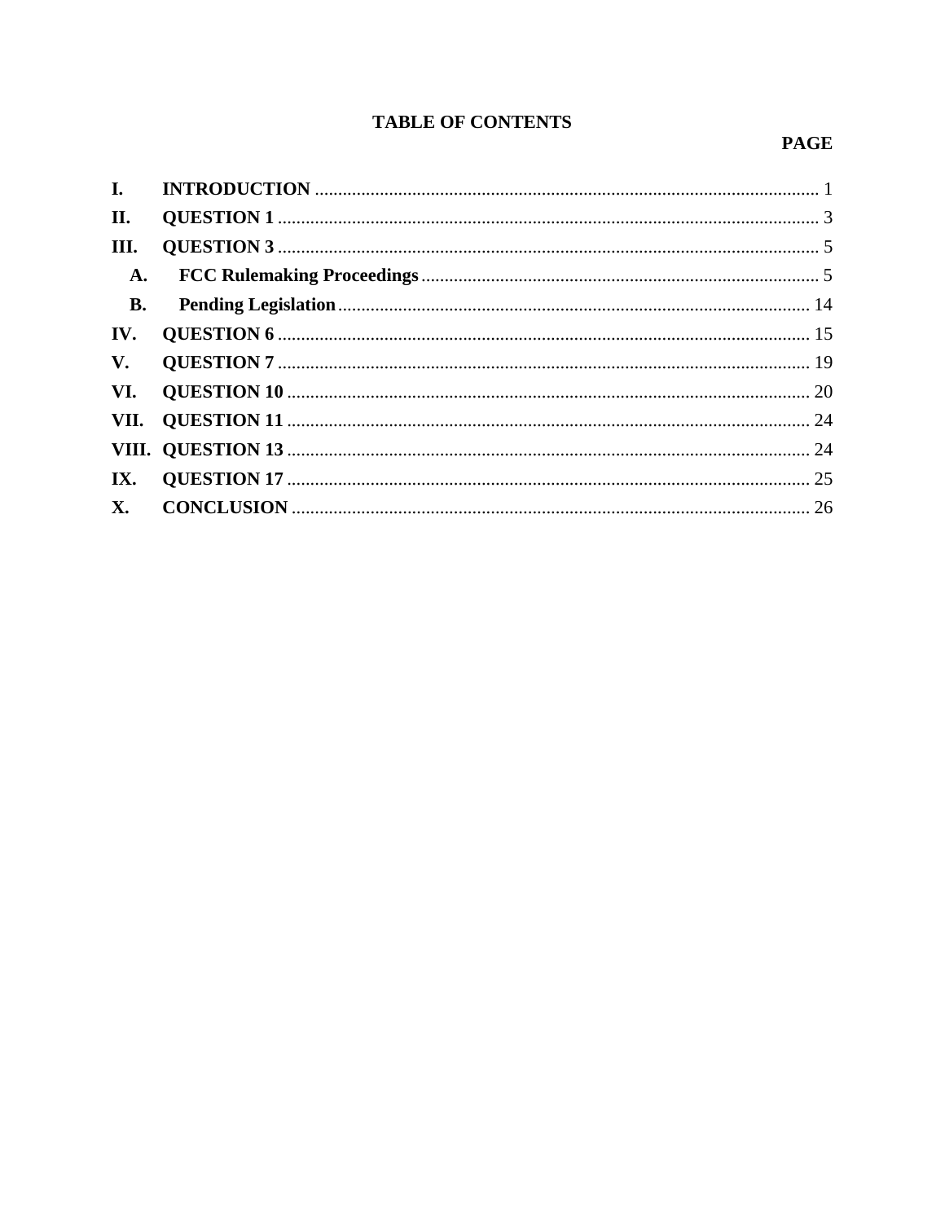# TABLE OF CONTENTS

| | | PAGE |
|---|---|---|
| **I.** | **INTRODUCTION** | 1 |
| **II.** | **QUESTION 1** | 3 |
| **III.** | **QUESTION 3** | 5 |
| | **A. FCC Rulemaking Proceedings** | 5 |
| | **B. Pending Legislation** | 14 |
| **IV.** | **QUESTION 6** | 15 |
| **V.** | **QUESTION 7** | 19 |
| **VI.** | **QUESTION 10** | 20 |
| **VII.** | **QUESTION 11** | 24 |
| **VIII.** | **QUESTION 13** | 24 |
| **IX.** | **QUESTION 17** | 25 |
| **X.** | **CONCLUSION** | 26 |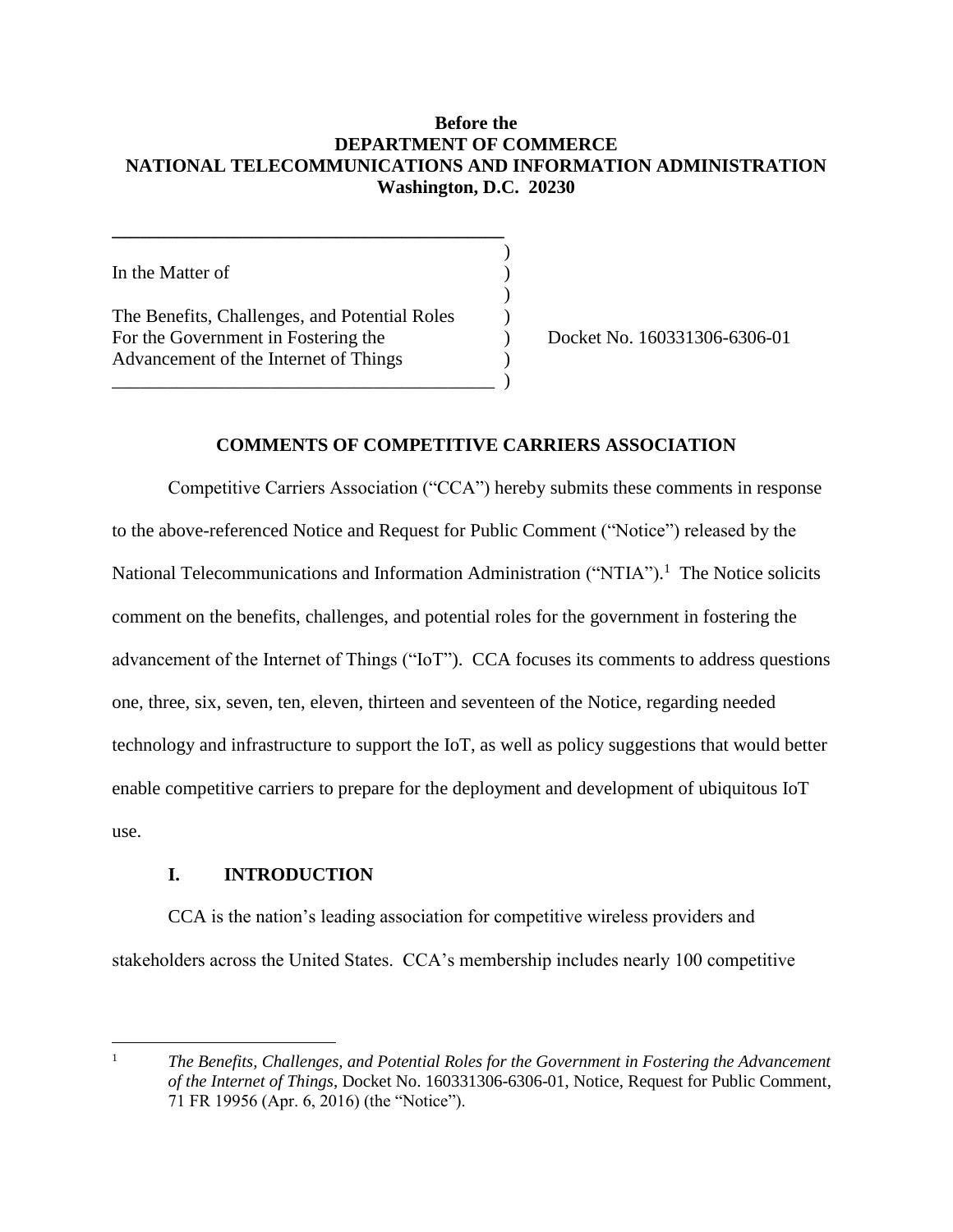**Before the**
**DEPARTMENT OF COMMERCE**
**NATIONAL TELECOMMUNICATIONS AND INFORMATION ADMINISTRATION**
**Washington, D.C. 20230**

| | | |
|---|---|---|
| In the Matter of | ) | |
| | ) | |
| The Benefits, Challenges, and Potential Roles For the Government in Fostering the Advancement of the Internet of Things | ) | Docket No. 160331306-6306-01 |

**COMMENTS OF COMPETITIVE CARRIERS ASSOCIATION**

Competitive Carriers Association ("CCA") hereby submits these comments in response to the above-referenced Notice and Request for Public Comment ("Notice") released by the National Telecommunications and Information Administration ("NTIA").[1] The Notice solicits comment on the benefits, challenges, and potential roles for the government in fostering the advancement of the Internet of Things ("IoT"). CCA focuses its comments to address questions one, three, six, seven, ten, eleven, thirteen and seventeen of the Notice, regarding needed technology and infrastructure to support the IoT, as well as policy suggestions that would better enable competitive carriers to prepare for the deployment and development of ubiquitous IoT use.

## I. INTRODUCTION

CCA is the nation's leading association for competitive wireless providers and stakeholders across the United States. CCA's membership includes nearly 100 competitive

[1] *The Benefits, Challenges, and Potential Roles for the Government in Fostering the Advancement of the Internet of Things*, Docket No. 160331306-6306-01, Notice, Request for Public Comment, 71 FR 19956 (Apr. 6, 2016) (the "Notice").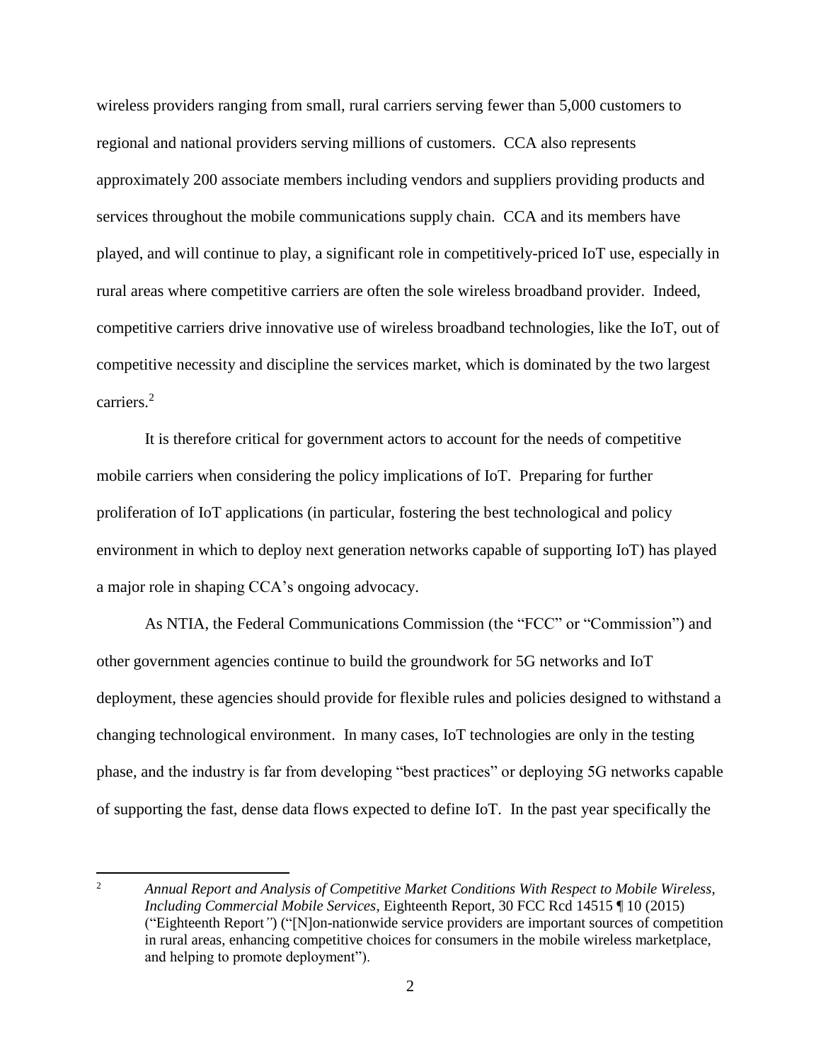wireless providers ranging from small, rural carriers serving fewer than 5,000 customers to regional and national providers serving millions of customers. CCA also represents approximately 200 associate members including vendors and suppliers providing products and services throughout the mobile communications supply chain. CCA and its members have played, and will continue to play, a significant role in competitively-priced IoT use, especially in rural areas where competitive carriers are often the sole wireless broadband provider. Indeed, competitive carriers drive innovative use of wireless broadband technologies, like the IoT, out of competitive necessity and discipline the services market, which is dominated by the two largest carriers.[2]

It is therefore critical for government actors to account for the needs of competitive mobile carriers when considering the policy implications of IoT. Preparing for further proliferation of IoT applications (in particular, fostering the best technological and policy environment in which to deploy next generation networks capable of supporting IoT) has played a major role in shaping CCA's ongoing advocacy.

As NTIA, the Federal Communications Commission (the "FCC" or "Commission") and other government agencies continue to build the groundwork for 5G networks and IoT deployment, these agencies should provide for flexible rules and policies designed to withstand a changing technological environment. In many cases, IoT technologies are only in the testing phase, and the industry is far from developing "best practices" or deploying 5G networks capable of supporting the fast, dense data flows expected to define IoT. In the past year specifically the

---

[2] *Annual Report and Analysis of Competitive Market Conditions With Respect to Mobile Wireless, Including Commercial Mobile Services*, Eighteenth Report, 30 FCC Rcd 14515 ¶ 10 (2015) ("Eighteenth Report") ("[N]on-nationwide service providers are important sources of competition in rural areas, enhancing competitive choices for consumers in the mobile wireless marketplace, and helping to promote deployment").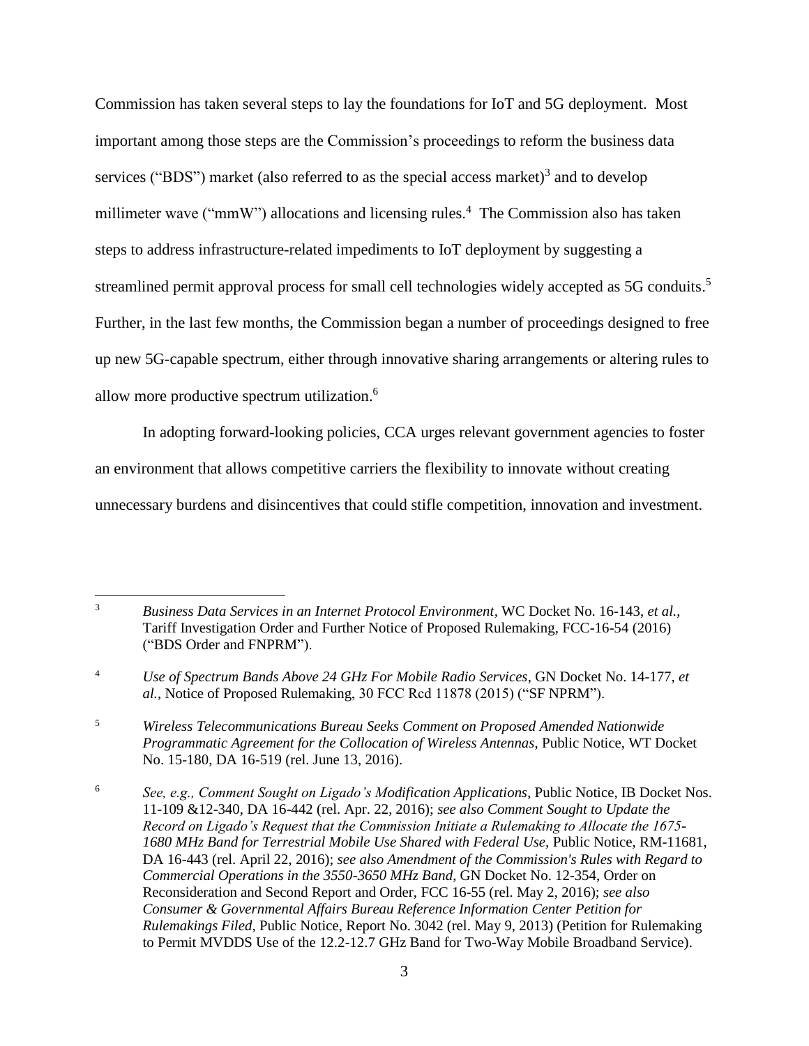Commission has taken several steps to lay the foundations for IoT and 5G deployment. Most important among those steps are the Commission's proceedings to reform the business data services ("BDS") market (also referred to as the special access market)[3] and to develop millimeter wave ("mmW") allocations and licensing rules.[4] The Commission also has taken steps to address infrastructure-related impediments to IoT deployment by suggesting a streamlined permit approval process for small cell technologies widely accepted as 5G conduits.[5] Further, in the last few months, the Commission began a number of proceedings designed to free up new 5G-capable spectrum, either through innovative sharing arrangements or altering rules to allow more productive spectrum utilization.[6]

In adopting forward-looking policies, CCA urges relevant government agencies to foster an environment that allows competitive carriers the flexibility to innovate without creating unnecessary burdens and disincentives that could stifle competition, innovation and investment.

---

[3] *Business Data Services in an Internet Protocol Environment*, WC Docket No. 16-143, *et al.*, Tariff Investigation Order and Further Notice of Proposed Rulemaking, FCC-16-54 (2016) ("BDS Order and FNPRM").

[4] *Use of Spectrum Bands Above 24 GHz For Mobile Radio Services*, GN Docket No. 14-177, *et al.*, Notice of Proposed Rulemaking, 30 FCC Rcd 11878 (2015) ("SF NPRM").

[5] *Wireless Telecommunications Bureau Seeks Comment on Proposed Amended Nationwide Programmatic Agreement for the Collocation of Wireless Antennas*, Public Notice, WT Docket No. 15-180, DA 16-519 (rel. June 13, 2016).

[6] *See, e.g., Comment Sought on Ligado's Modification Applications*, Public Notice, IB Docket Nos. 11-109 &12-340, DA 16-442 (rel. Apr. 22, 2016); *see also Comment Sought to Update the Record on Ligado's Request that the Commission Initiate a Rulemaking to Allocate the 1675-1680 MHz Band for Terrestrial Mobile Use Shared with Federal Use*, Public Notice, RM-11681, DA 16-443 (rel. April 22, 2016); *see also Amendment of the Commission's Rules with Regard to Commercial Operations in the 3550-3650 MHz Band*, GN Docket No. 12-354, Order on Reconsideration and Second Report and Order, FCC 16-55 (rel. May 2, 2016); *see also Consumer & Governmental Affairs Bureau Reference Information Center Petition for Rulemakings Filed*, Public Notice, Report No. 3042 (rel. May 9, 2013) (Petition for Rulemaking to Permit MVDDS Use of the 12.2-12.7 GHz Band for Two-Way Mobile Broadband Service).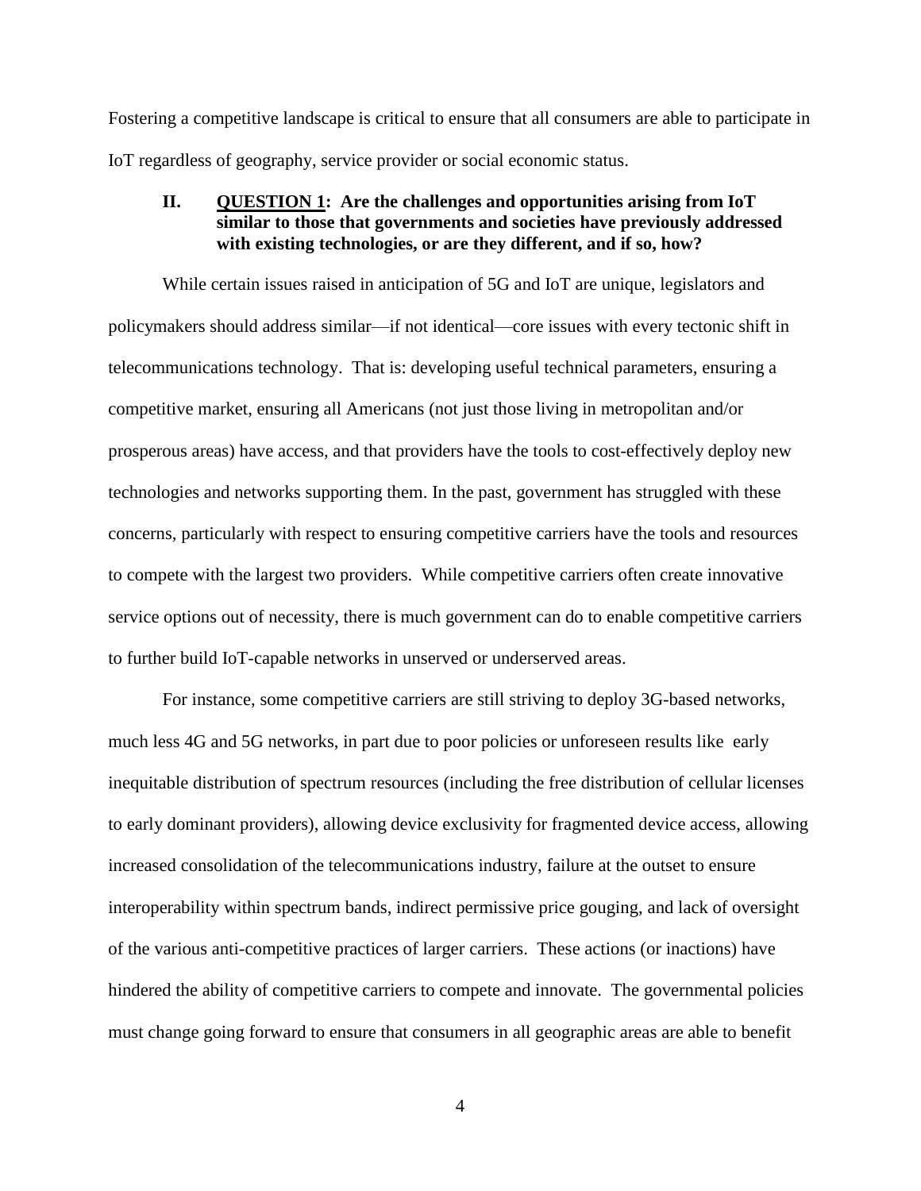Fostering a competitive landscape is critical to ensure that all consumers are able to participate in IoT regardless of geography, service provider or social economic status.

## II. <u>QUESTION 1</u>: Are the challenges and opportunities arising from IoT similar to those that governments and societies have previously addressed with existing technologies, or are they different, and if so, how?

While certain issues raised in anticipation of 5G and IoT are unique, legislators and policymakers should address similar—if not identical—core issues with every tectonic shift in telecommunications technology. That is: developing useful technical parameters, ensuring a competitive market, ensuring all Americans (not just those living in metropolitan and/or prosperous areas) have access, and that providers have the tools to cost-effectively deploy new technologies and networks supporting them. In the past, government has struggled with these concerns, particularly with respect to ensuring competitive carriers have the tools and resources to compete with the largest two providers. While competitive carriers often create innovative service options out of necessity, there is much government can do to enable competitive carriers to further build IoT-capable networks in unserved or underserved areas.

For instance, some competitive carriers are still striving to deploy 3G-based networks, much less 4G and 5G networks, in part due to poor policies or unforeseen results like early inequitable distribution of spectrum resources (including the free distribution of cellular licenses to early dominant providers), allowing device exclusivity for fragmented device access, allowing increased consolidation of the telecommunications industry, failure at the outset to ensure interoperability within spectrum bands, indirect permissive price gouging, and lack of oversight of the various anti-competitive practices of larger carriers. These actions (or inactions) have hindered the ability of competitive carriers to compete and innovate. The governmental policies must change going forward to ensure that consumers in all geographic areas are able to benefit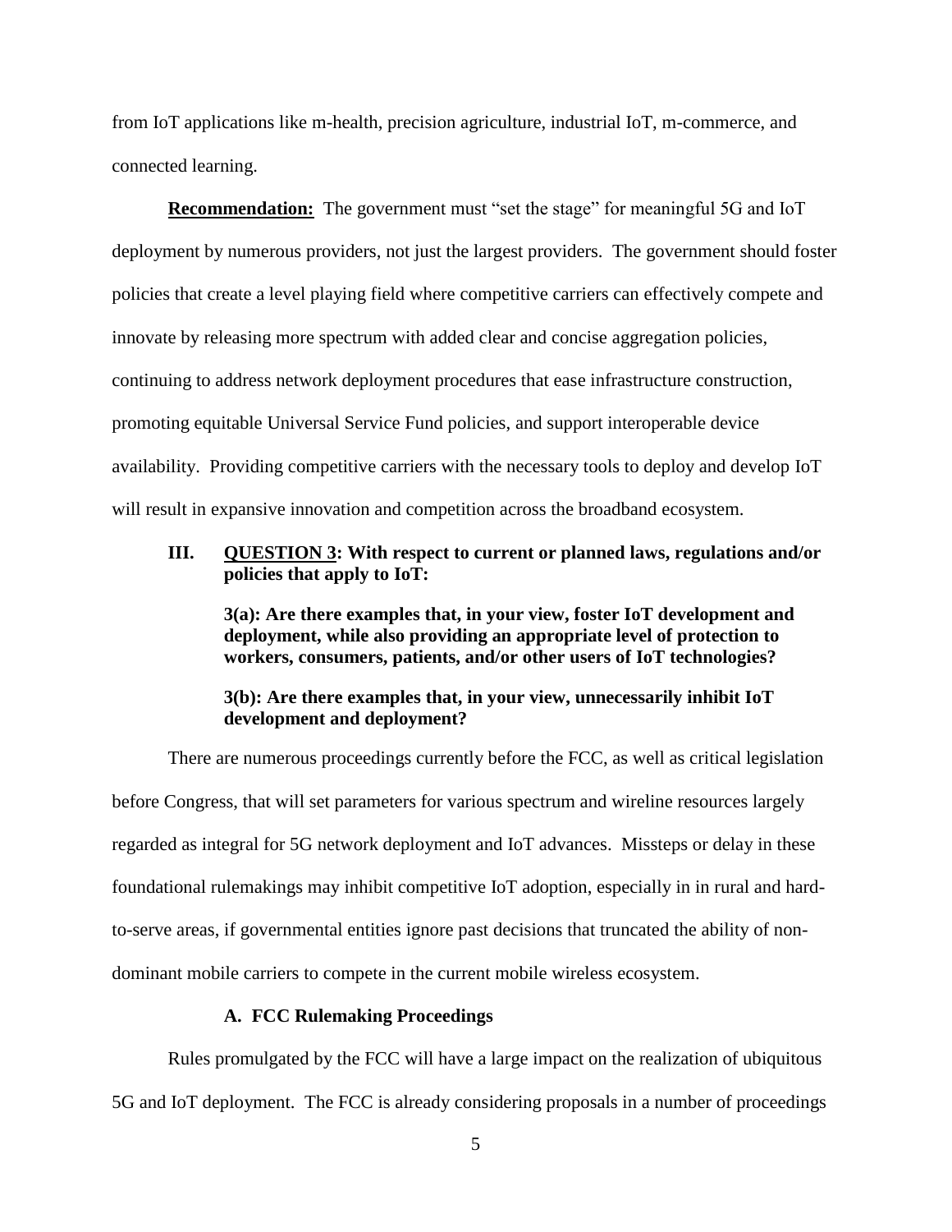from IoT applications like m-health, precision agriculture, industrial IoT, m-commerce, and connected learning.

**Recommendation:** The government must "set the stage" for meaningful 5G and IoT deployment by numerous providers, not just the largest providers. The government should foster policies that create a level playing field where competitive carriers can effectively compete and innovate by releasing more spectrum with added clear and concise aggregation policies, continuing to address network deployment procedures that ease infrastructure construction, promoting equitable Universal Service Fund policies, and support interoperable device availability. Providing competitive carriers with the necessary tools to deploy and develop IoT will result in expansive innovation and competition across the broadband ecosystem.

## III. QUESTION 3: With respect to current or planned laws, regulations and/or policies that apply to IoT:

**3(a): Are there examples that, in your view, foster IoT development and deployment, while also providing an appropriate level of protection to workers, consumers, patients, and/or other users of IoT technologies?**

**3(b): Are there examples that, in your view, unnecessarily inhibit IoT development and deployment?**

There are numerous proceedings currently before the FCC, as well as critical legislation before Congress, that will set parameters for various spectrum and wireline resources largely regarded as integral for 5G network deployment and IoT advances. Missteps or delay in these foundational rulemakings may inhibit competitive IoT adoption, especially in in rural and hard-to-serve areas, if governmental entities ignore past decisions that truncated the ability of non-dominant mobile carriers to compete in the current mobile wireless ecosystem.

### A. FCC Rulemaking Proceedings

Rules promulgated by the FCC will have a large impact on the realization of ubiquitous 5G and IoT deployment. The FCC is already considering proposals in a number of proceedings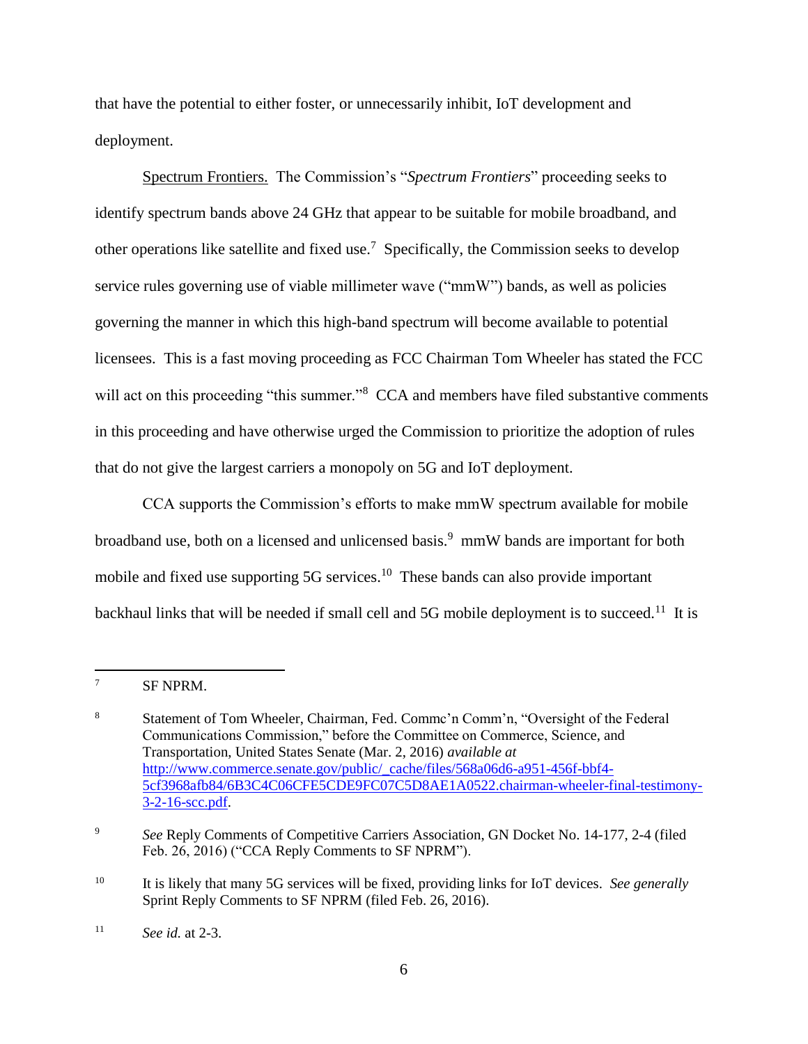that have the potential to either foster, or unnecessarily inhibit, IoT development and deployment.

Spectrum Frontiers. The Commission's "*Spectrum Frontiers*" proceeding seeks to identify spectrum bands above 24 GHz that appear to be suitable for mobile broadband, and other operations like satellite and fixed use.[7] Specifically, the Commission seeks to develop service rules governing use of viable millimeter wave ("mmW") bands, as well as policies governing the manner in which this high-band spectrum will become available to potential licensees. This is a fast moving proceeding as FCC Chairman Tom Wheeler has stated the FCC will act on this proceeding "this summer."[8] CCA and members have filed substantive comments in this proceeding and have otherwise urged the Commission to prioritize the adoption of rules that do not give the largest carriers a monopoly on 5G and IoT deployment.

CCA supports the Commission's efforts to make mmW spectrum available for mobile broadband use, both on a licensed and unlicensed basis.[9] mmW bands are important for both mobile and fixed use supporting 5G services.[10] These bands can also provide important backhaul links that will be needed if small cell and 5G mobile deployment is to succeed.[11] It is

---

[7] SF NPRM.

[8] Statement of Tom Wheeler, Chairman, Fed. Commc'n Comm'n, "Oversight of the Federal Communications Commission," before the Committee on Commerce, Science, and Transportation, United States Senate (Mar. 2, 2016) *available at* http://www.commerce.senate.gov/public/_cache/files/568a06d6-a951-456f-bbf4-5cf3968afb84/6B3C4C06CFE5CDE9FC07C5D8AE1A0522.chairman-wheeler-final-testimony-3-2-16-scc.pdf.

[9] *See* Reply Comments of Competitive Carriers Association, GN Docket No. 14-177, 2-4 (filed Feb. 26, 2016) ("CCA Reply Comments to SF NPRM").

[10] It is likely that many 5G services will be fixed, providing links for IoT devices. *See generally* Sprint Reply Comments to SF NPRM (filed Feb. 26, 2016).

[11] *See id.* at 2-3.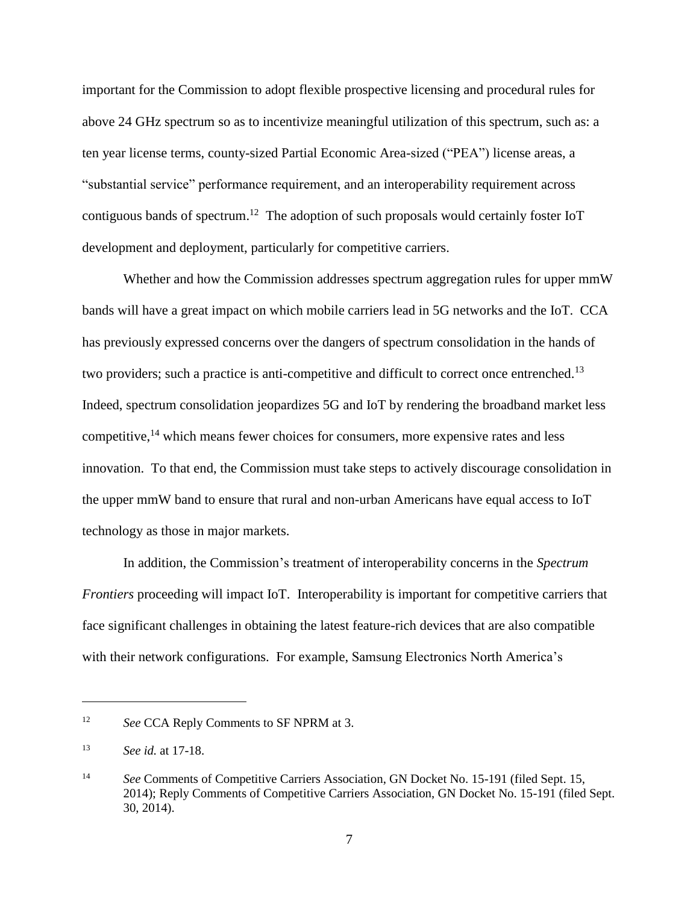important for the Commission to adopt flexible prospective licensing and procedural rules for above 24 GHz spectrum so as to incentivize meaningful utilization of this spectrum, such as: a ten year license terms, county-sized Partial Economic Area-sized ("PEA") license areas, a "substantial service" performance requirement, and an interoperability requirement across contiguous bands of spectrum.[12] The adoption of such proposals would certainly foster IoT development and deployment, particularly for competitive carriers.

Whether and how the Commission addresses spectrum aggregation rules for upper mmW bands will have a great impact on which mobile carriers lead in 5G networks and the IoT. CCA has previously expressed concerns over the dangers of spectrum consolidation in the hands of two providers; such a practice is anti-competitive and difficult to correct once entrenched.[13] Indeed, spectrum consolidation jeopardizes 5G and IoT by rendering the broadband market less competitive,[14] which means fewer choices for consumers, more expensive rates and less innovation. To that end, the Commission must take steps to actively discourage consolidation in the upper mmW band to ensure that rural and non-urban Americans have equal access to IoT technology as those in major markets.

In addition, the Commission's treatment of interoperability concerns in the *Spectrum Frontiers* proceeding will impact IoT. Interoperability is important for competitive carriers that face significant challenges in obtaining the latest feature-rich devices that are also compatible with their network configurations. For example, Samsung Electronics North America's

---

[12] *See* CCA Reply Comments to SF NPRM at 3.

[13] *See id.* at 17-18.

[14] *See* Comments of Competitive Carriers Association, GN Docket No. 15-191 (filed Sept. 15, 2014); Reply Comments of Competitive Carriers Association, GN Docket No. 15-191 (filed Sept. 30, 2014).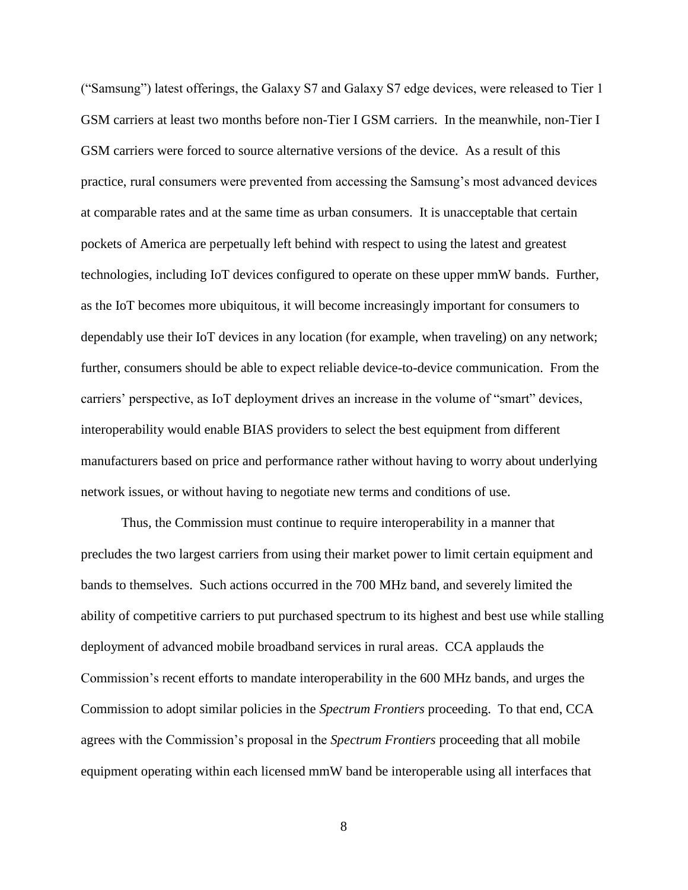("Samsung") latest offerings, the Galaxy S7 and Galaxy S7 edge devices, were released to Tier 1 GSM carriers at least two months before non-Tier I GSM carriers. In the meanwhile, non-Tier I GSM carriers were forced to source alternative versions of the device. As a result of this practice, rural consumers were prevented from accessing the Samsung's most advanced devices at comparable rates and at the same time as urban consumers. It is unacceptable that certain pockets of America are perpetually left behind with respect to using the latest and greatest technologies, including IoT devices configured to operate on these upper mmW bands. Further, as the IoT becomes more ubiquitous, it will become increasingly important for consumers to dependably use their IoT devices in any location (for example, when traveling) on any network; further, consumers should be able to expect reliable device-to-device communication. From the carriers' perspective, as IoT deployment drives an increase in the volume of "smart" devices, interoperability would enable BIAS providers to select the best equipment from different manufacturers based on price and performance rather without having to worry about underlying network issues, or without having to negotiate new terms and conditions of use.

Thus, the Commission must continue to require interoperability in a manner that precludes the two largest carriers from using their market power to limit certain equipment and bands to themselves. Such actions occurred in the 700 MHz band, and severely limited the ability of competitive carriers to put purchased spectrum to its highest and best use while stalling deployment of advanced mobile broadband services in rural areas. CCA applauds the Commission's recent efforts to mandate interoperability in the 600 MHz bands, and urges the Commission to adopt similar policies in the *Spectrum Frontiers* proceeding. To that end, CCA agrees with the Commission's proposal in the *Spectrum Frontiers* proceeding that all mobile equipment operating within each licensed mmW band be interoperable using all interfaces that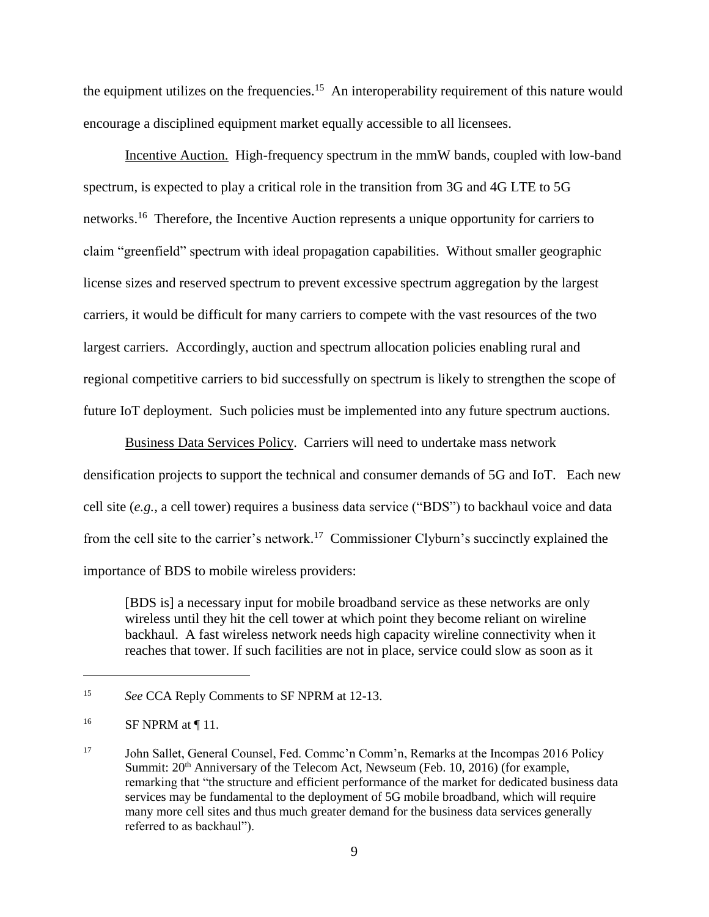the equipment utilizes on the frequencies.[15] An interoperability requirement of this nature would encourage a disciplined equipment market equally accessible to all licensees.

Incentive Auction. High-frequency spectrum in the mmW bands, coupled with low-band spectrum, is expected to play a critical role in the transition from 3G and 4G LTE to 5G networks.[16] Therefore, the Incentive Auction represents a unique opportunity for carriers to claim "greenfield" spectrum with ideal propagation capabilities. Without smaller geographic license sizes and reserved spectrum to prevent excessive spectrum aggregation by the largest carriers, it would be difficult for many carriers to compete with the vast resources of the two largest carriers. Accordingly, auction and spectrum allocation policies enabling rural and regional competitive carriers to bid successfully on spectrum is likely to strengthen the scope of future IoT deployment. Such policies must be implemented into any future spectrum auctions.

Business Data Services Policy. Carriers will need to undertake mass network densification projects to support the technical and consumer demands of 5G and IoT. Each new cell site (*e.g.*, a cell tower) requires a business data service ("BDS") to backhaul voice and data from the cell site to the carrier's network.[17] Commissioner Clyburn's succinctly explained the importance of BDS to mobile wireless providers:

> [BDS is] a necessary input for mobile broadband service as these networks are only wireless until they hit the cell tower at which point they become reliant on wireline backhaul. A fast wireless network needs high capacity wireline connectivity when it reaches that tower. If such facilities are not in place, service could slow as soon as it

---

[15] *See* CCA Reply Comments to SF NPRM at 12-13.

[16] SF NPRM at ¶ 11.

[17] John Sallet, General Counsel, Fed. Commc'n Comm'n, Remarks at the Incompas 2016 Policy Summit: 20th Anniversary of the Telecom Act, Newseum (Feb. 10, 2016) (for example, remarking that "the structure and efficient performance of the market for dedicated business data services may be fundamental to the deployment of 5G mobile broadband, which will require many more cell sites and thus much greater demand for the business data services generally referred to as backhaul").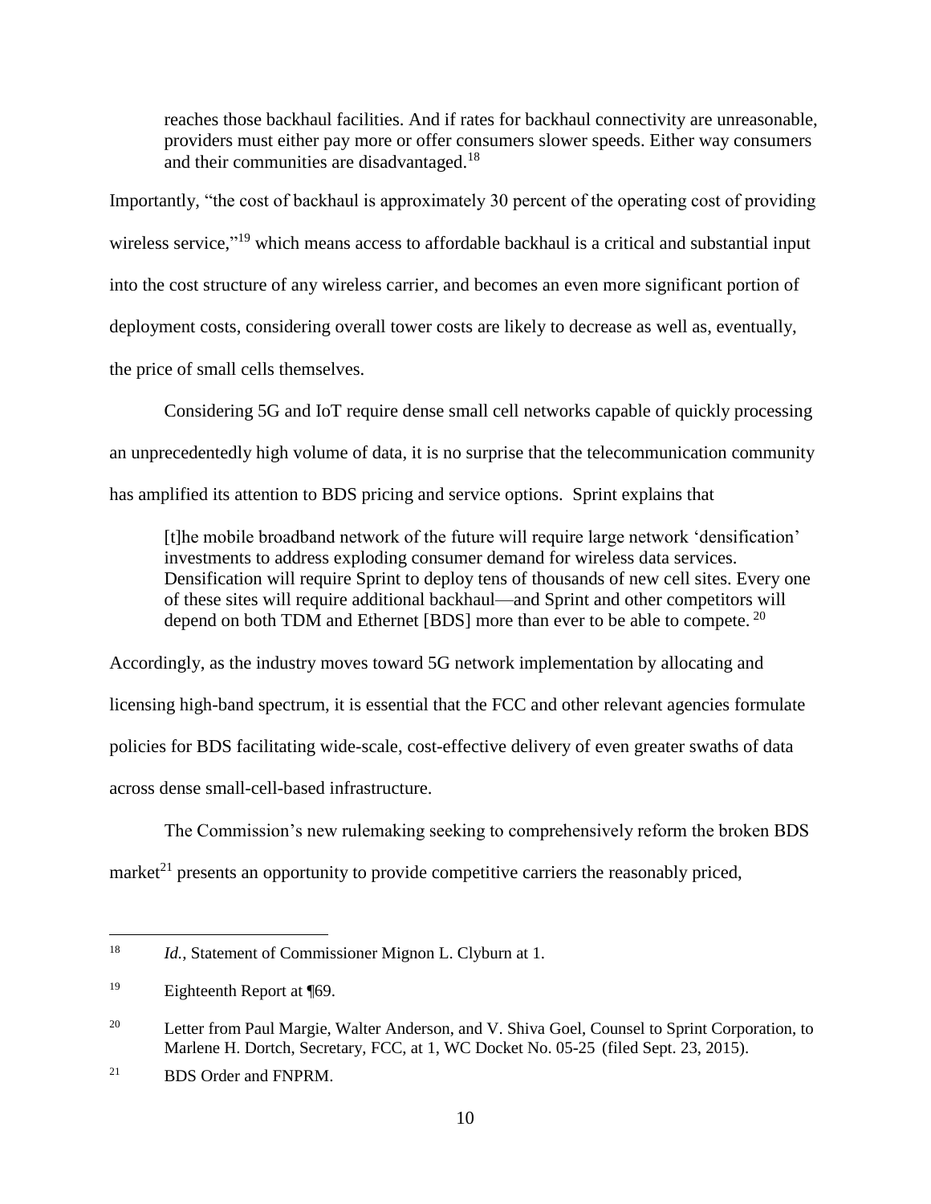> reaches those backhaul facilities. And if rates for backhaul connectivity are unreasonable, providers must either pay more or offer consumers slower speeds. Either way consumers and their communities are disadvantaged.[18]

Importantly, "the cost of backhaul is approximately 30 percent of the operating cost of providing wireless service,"[19] which means access to affordable backhaul is a critical and substantial input into the cost structure of any wireless carrier, and becomes an even more significant portion of deployment costs, considering overall tower costs are likely to decrease as well as, eventually, the price of small cells themselves.

Considering 5G and IoT require dense small cell networks capable of quickly processing an unprecedentedly high volume of data, it is no surprise that the telecommunication community has amplified its attention to BDS pricing and service options. Sprint explains that

> [t]he mobile broadband network of the future will require large network 'densification' investments to address exploding consumer demand for wireless data services. Densification will require Sprint to deploy tens of thousands of new cell sites. Every one of these sites will require additional backhaul—and Sprint and other competitors will depend on both TDM and Ethernet [BDS] more than ever to be able to compete.[20]

Accordingly, as the industry moves toward 5G network implementation by allocating and licensing high-band spectrum, it is essential that the FCC and other relevant agencies formulate policies for BDS facilitating wide-scale, cost-effective delivery of even greater swaths of data across dense small-cell-based infrastructure.

The Commission's new rulemaking seeking to comprehensively reform the broken BDS market[21] presents an opportunity to provide competitive carriers the reasonably priced,

---

[18] *Id.*, Statement of Commissioner Mignon L. Clyburn at 1.

[19] Eighteenth Report at ¶69.

[20] Letter from Paul Margie, Walter Anderson, and V. Shiva Goel, Counsel to Sprint Corporation, to Marlene H. Dortch, Secretary, FCC, at 1, WC Docket No. 05-25 (filed Sept. 23, 2015).

[21] BDS Order and FNPRM.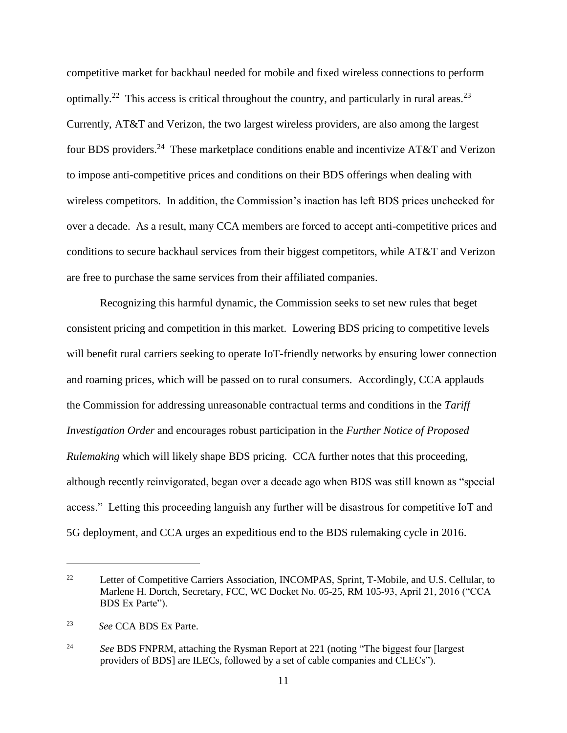competitive market for backhaul needed for mobile and fixed wireless connections to perform optimally.[22] This access is critical throughout the country, and particularly in rural areas.[23] Currently, AT&T and Verizon, the two largest wireless providers, are also among the largest four BDS providers.[24] These marketplace conditions enable and incentivize AT&T and Verizon to impose anti-competitive prices and conditions on their BDS offerings when dealing with wireless competitors. In addition, the Commission's inaction has left BDS prices unchecked for over a decade. As a result, many CCA members are forced to accept anti-competitive prices and conditions to secure backhaul services from their biggest competitors, while AT&T and Verizon are free to purchase the same services from their affiliated companies.

Recognizing this harmful dynamic, the Commission seeks to set new rules that beget consistent pricing and competition in this market. Lowering BDS pricing to competitive levels will benefit rural carriers seeking to operate IoT-friendly networks by ensuring lower connection and roaming prices, which will be passed on to rural consumers. Accordingly, CCA applauds the Commission for addressing unreasonable contractual terms and conditions in the *Tariff Investigation Order* and encourages robust participation in the *Further Notice of Proposed Rulemaking* which will likely shape BDS pricing. CCA further notes that this proceeding, although recently reinvigorated, began over a decade ago when BDS was still known as "special access." Letting this proceeding languish any further will be disastrous for competitive IoT and 5G deployment, and CCA urges an expeditious end to the BDS rulemaking cycle in 2016.

---

[22] Letter of Competitive Carriers Association, INCOMPAS, Sprint, T-Mobile, and U.S. Cellular, to Marlene H. Dortch, Secretary, FCC, WC Docket No. 05-25, RM 105-93, April 21, 2016 ("CCA BDS Ex Parte").

[23] *See* CCA BDS Ex Parte.

[24] *See* BDS FNPRM, attaching the Rysman Report at 221 (noting "The biggest four [largest providers of BDS] are ILECs, followed by a set of cable companies and CLECs").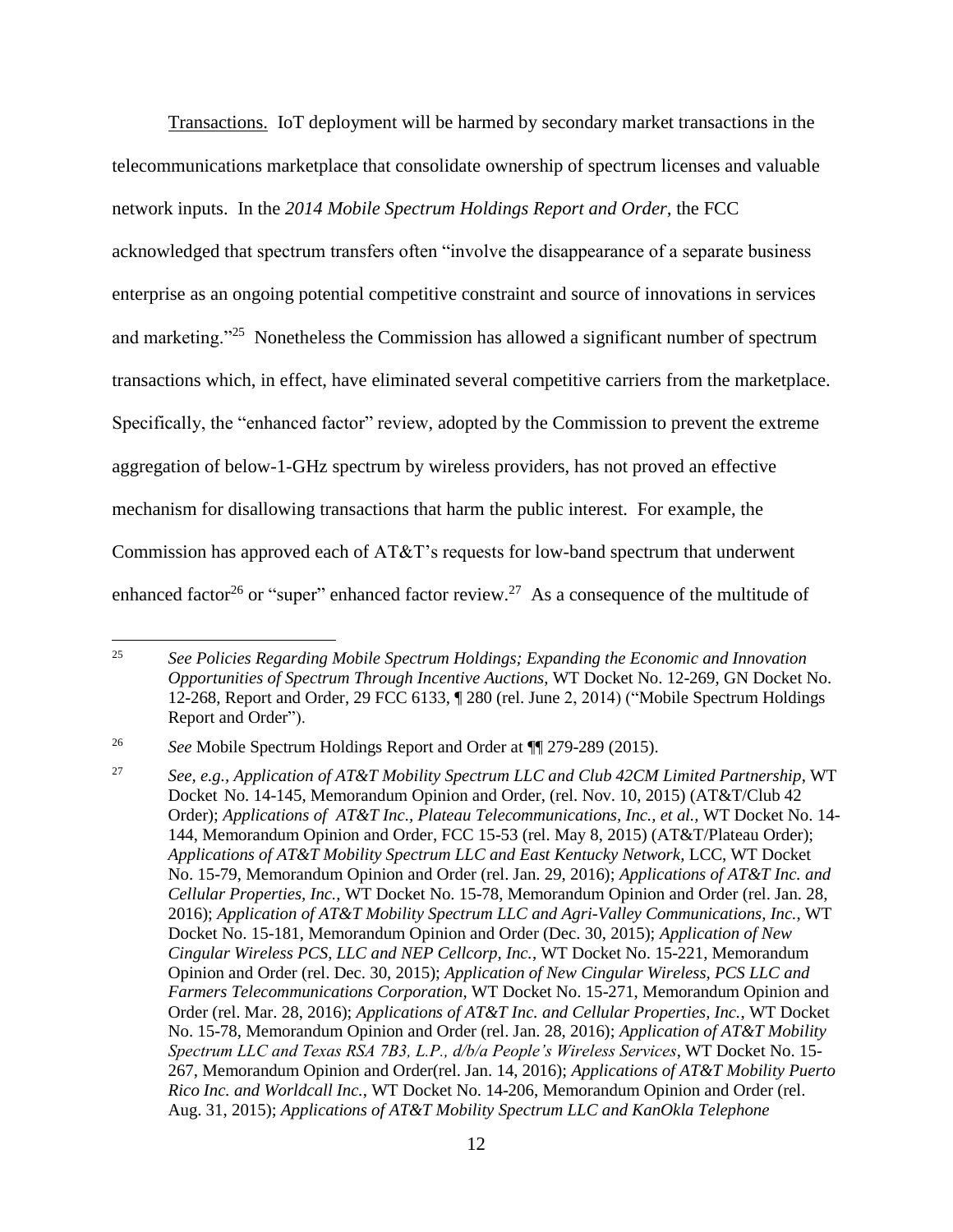Transactions. IoT deployment will be harmed by secondary market transactions in the telecommunications marketplace that consolidate ownership of spectrum licenses and valuable network inputs. In the *2014 Mobile Spectrum Holdings Report and Order*, the FCC acknowledged that spectrum transfers often "involve the disappearance of a separate business enterprise as an ongoing potential competitive constraint and source of innovations in services and marketing."[25] Nonetheless the Commission has allowed a significant number of spectrum transactions which, in effect, have eliminated several competitive carriers from the marketplace. Specifically, the "enhanced factor" review, adopted by the Commission to prevent the extreme aggregation of below-1-GHz spectrum by wireless providers, has not proved an effective mechanism for disallowing transactions that harm the public interest. For example, the Commission has approved each of AT&T's requests for low-band spectrum that underwent enhanced factor[26] or "super" enhanced factor review.[27] As a consequence of the multitude of

---

[25] *See Policies Regarding Mobile Spectrum Holdings; Expanding the Economic and Innovation Opportunities of Spectrum Through Incentive Auctions*, WT Docket No. 12-269, GN Docket No. 12-268, Report and Order, 29 FCC 6133, ¶ 280 (rel. June 2, 2014) ("Mobile Spectrum Holdings Report and Order").

[26] *See* Mobile Spectrum Holdings Report and Order at ¶¶ 279-289 (2015).

[27] *See, e.g.*, *Application of AT&T Mobility Spectrum LLC and Club 42CM Limited Partnership*, WT Docket No. 14-145, Memorandum Opinion and Order, (rel. Nov. 10, 2015) (AT&T/Club 42 Order); *Applications of AT&T Inc., Plateau Telecommunications, Inc., et al.,* WT Docket No. 14-144, Memorandum Opinion and Order, FCC 15-53 (rel. May 8, 2015) (AT&T/Plateau Order); *Applications of AT&T Mobility Spectrum LLC and East Kentucky Network*, LCC, WT Docket No. 15-79, Memorandum Opinion and Order (rel. Jan. 29, 2016); *Applications of AT&T Inc. and Cellular Properties, Inc.,* WT Docket No. 15-78, Memorandum Opinion and Order (rel. Jan. 28, 2016); *Application of AT&T Mobility Spectrum LLC and Agri-Valley Communications, Inc.*, WT Docket No. 15-181, Memorandum Opinion and Order (Dec. 30, 2015); *Application of New Cingular Wireless PCS, LLC and NEP Cellcorp, Inc.*, WT Docket No. 15-221, Memorandum Opinion and Order (rel. Dec. 30, 2015); *Application of New Cingular Wireless, PCS LLC and Farmers Telecommunications Corporation*, WT Docket No. 15-271, Memorandum Opinion and Order (rel. Mar. 28, 2016); *Applications of AT&T Inc. and Cellular Properties, Inc.*, WT Docket No. 15-78, Memorandum Opinion and Order (rel. Jan. 28, 2016); *Application of AT&T Mobility Spectrum LLC and Texas RSA 7B3, L.P., d/b/a People's Wireless Services*, WT Docket No. 15-267, Memorandum Opinion and Order(rel. Jan. 14, 2016); *Applications of AT&T Mobility Puerto Rico Inc. and Worldcall Inc.*, WT Docket No. 14-206, Memorandum Opinion and Order (rel. Aug. 31, 2015); *Applications of AT&T Mobility Spectrum LLC and KanOkla Telephone*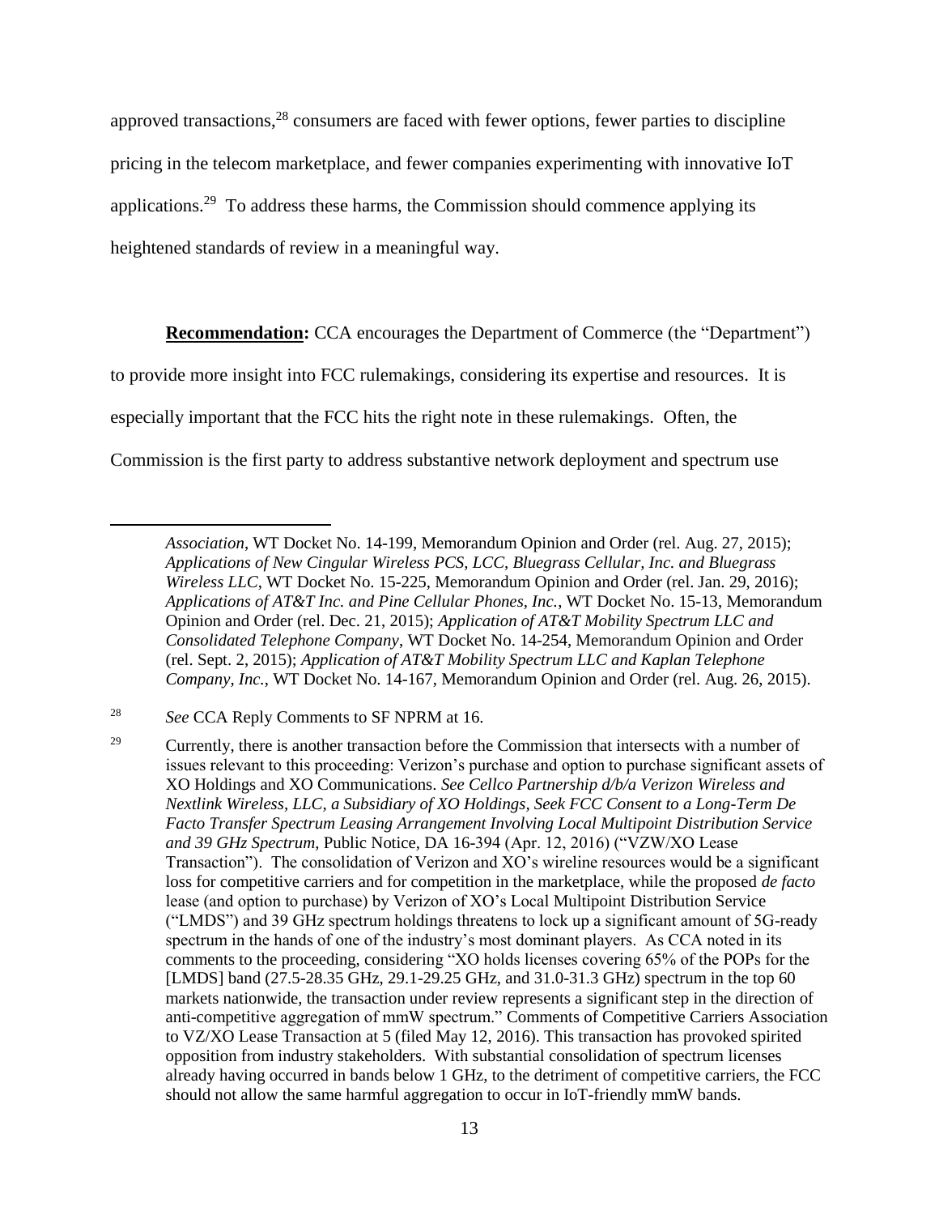approved transactions,[28] consumers are faced with fewer options, fewer parties to discipline pricing in the telecom marketplace, and fewer companies experimenting with innovative IoT applications.[29] To address these harms, the Commission should commence applying its heightened standards of review in a meaningful way.

**Recommendation:** CCA encourages the Department of Commerce (the "Department") to provide more insight into FCC rulemakings, considering its expertise and resources. It is especially important that the FCC hits the right note in these rulemakings. Often, the Commission is the first party to address substantive network deployment and spectrum use

---

*Association*, WT Docket No. 14-199, Memorandum Opinion and Order (rel. Aug. 27, 2015); *Applications of New Cingular Wireless PCS, LCC, Bluegrass Cellular, Inc. and Bluegrass Wireless LLC*, WT Docket No. 15-225, Memorandum Opinion and Order (rel. Jan. 29, 2016); *Applications of AT&T Inc. and Pine Cellular Phones, Inc.*, WT Docket No. 15-13, Memorandum Opinion and Order (rel. Dec. 21, 2015); *Application of AT&T Mobility Spectrum LLC and Consolidated Telephone Company*, WT Docket No. 14-254, Memorandum Opinion and Order (rel. Sept. 2, 2015); *Application of AT&T Mobility Spectrum LLC and Kaplan Telephone Company, Inc.*, WT Docket No. 14-167, Memorandum Opinion and Order (rel. Aug. 26, 2015).

[28] *See* CCA Reply Comments to SF NPRM at 16.

[29] Currently, there is another transaction before the Commission that intersects with a number of issues relevant to this proceeding: Verizon's purchase and option to purchase significant assets of XO Holdings and XO Communications. *See Cellco Partnership d/b/a Verizon Wireless and Nextlink Wireless, LLC, a Subsidiary of XO Holdings, Seek FCC Consent to a Long-Term De Facto Transfer Spectrum Leasing Arrangement Involving Local Multipoint Distribution Service and 39 GHz Spectrum*, Public Notice, DA 16-394 (Apr. 12, 2016) ("VZW/XO Lease Transaction"). The consolidation of Verizon and XO's wireline resources would be a significant loss for competitive carriers and for competition in the marketplace, while the proposed *de facto* lease (and option to purchase) by Verizon of XO's Local Multipoint Distribution Service ("LMDS") and 39 GHz spectrum holdings threatens to lock up a significant amount of 5G-ready spectrum in the hands of one of the industry's most dominant players. As CCA noted in its comments to the proceeding, considering "XO holds licenses covering 65% of the POPs for the [LMDS] band (27.5-28.35 GHz, 29.1-29.25 GHz, and 31.0-31.3 GHz) spectrum in the top 60 markets nationwide, the transaction under review represents a significant step in the direction of anti-competitive aggregation of mmW spectrum." Comments of Competitive Carriers Association to VZ/XO Lease Transaction at 5 (filed May 12, 2016). This transaction has provoked spirited opposition from industry stakeholders. With substantial consolidation of spectrum licenses already having occurred in bands below 1 GHz, to the detriment of competitive carriers, the FCC should not allow the same harmful aggregation to occur in IoT-friendly mmW bands.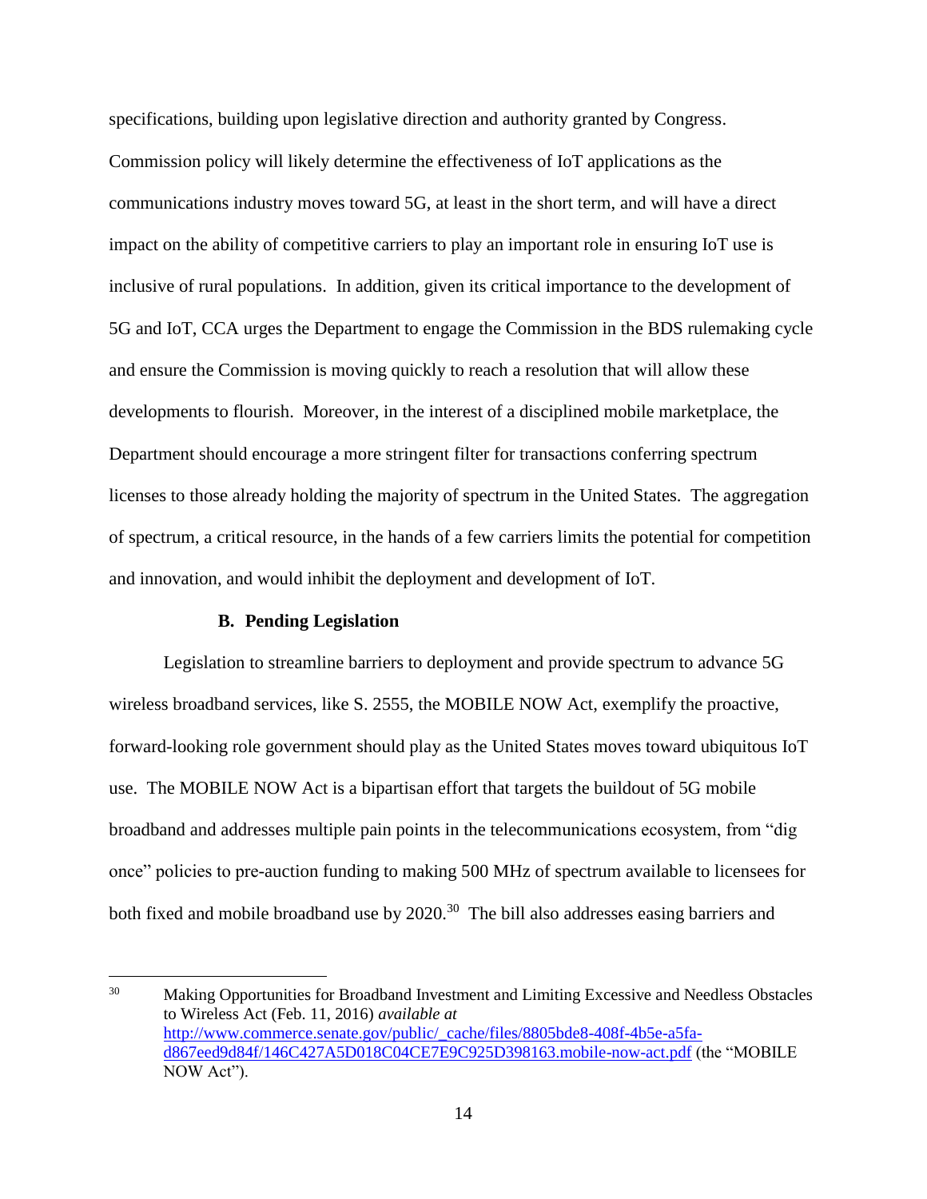specifications, building upon legislative direction and authority granted by Congress. Commission policy will likely determine the effectiveness of IoT applications as the communications industry moves toward 5G, at least in the short term, and will have a direct impact on the ability of competitive carriers to play an important role in ensuring IoT use is inclusive of rural populations. In addition, given its critical importance to the development of 5G and IoT, CCA urges the Department to engage the Commission in the BDS rulemaking cycle and ensure the Commission is moving quickly to reach a resolution that will allow these developments to flourish. Moreover, in the interest of a disciplined mobile marketplace, the Department should encourage a more stringent filter for transactions conferring spectrum licenses to those already holding the majority of spectrum in the United States. The aggregation of spectrum, a critical resource, in the hands of a few carriers limits the potential for competition and innovation, and would inhibit the deployment and development of IoT.

### B. Pending Legislation

Legislation to streamline barriers to deployment and provide spectrum to advance 5G wireless broadband services, like S. 2555, the MOBILE NOW Act, exemplify the proactive, forward-looking role government should play as the United States moves toward ubiquitous IoT use. The MOBILE NOW Act is a bipartisan effort that targets the buildout of 5G mobile broadband and addresses multiple pain points in the telecommunications ecosystem, from "dig once" policies to pre-auction funding to making 500 MHz of spectrum available to licensees for both fixed and mobile broadband use by 2020.[30] The bill also addresses easing barriers and

---

[30] Making Opportunities for Broadband Investment and Limiting Excessive and Needless Obstacles to Wireless Act (Feb. 11, 2016) *available at* http://www.commerce.senate.gov/public/_cache/files/8805bde8-408f-4b5e-a5fa-d867eed9d84f/146C427A5D018C04CE7E9C925D398163.mobile-now-act.pdf (the "MOBILE NOW Act").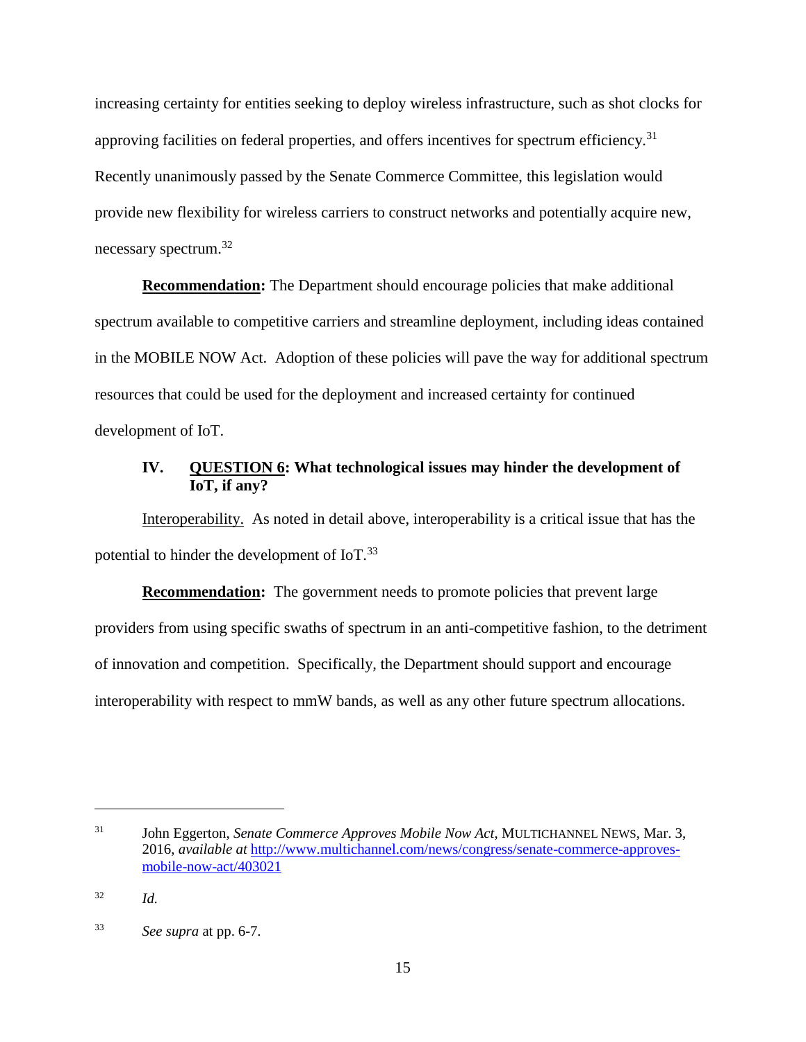increasing certainty for entities seeking to deploy wireless infrastructure, such as shot clocks for approving facilities on federal properties, and offers incentives for spectrum efficiency.[31] Recently unanimously passed by the Senate Commerce Committee, this legislation would provide new flexibility for wireless carriers to construct networks and potentially acquire new, necessary spectrum.[32]

**Recommendation:** The Department should encourage policies that make additional spectrum available to competitive carriers and streamline deployment, including ideas contained in the MOBILE NOW Act. Adoption of these policies will pave the way for additional spectrum resources that could be used for the deployment and increased certainty for continued development of IoT.

## IV. QUESTION 6: What technological issues may hinder the development of IoT, if any?

Interoperability. As noted in detail above, interoperability is a critical issue that has the potential to hinder the development of IoT.[33]

**Recommendation:** The government needs to promote policies that prevent large providers from using specific swaths of spectrum in an anti-competitive fashion, to the detriment of innovation and competition. Specifically, the Department should support and encourage interoperability with respect to mmW bands, as well as any other future spectrum allocations.

---

[31] John Eggerton, *Senate Commerce Approves Mobile Now Act*, MULTICHANNEL NEWS, Mar. 3, 2016, *available at* http://www.multichannel.com/news/congress/senate-commerce-approves-mobile-now-act/403021

[32] *Id.*

[33] *See supra* at pp. 6-7.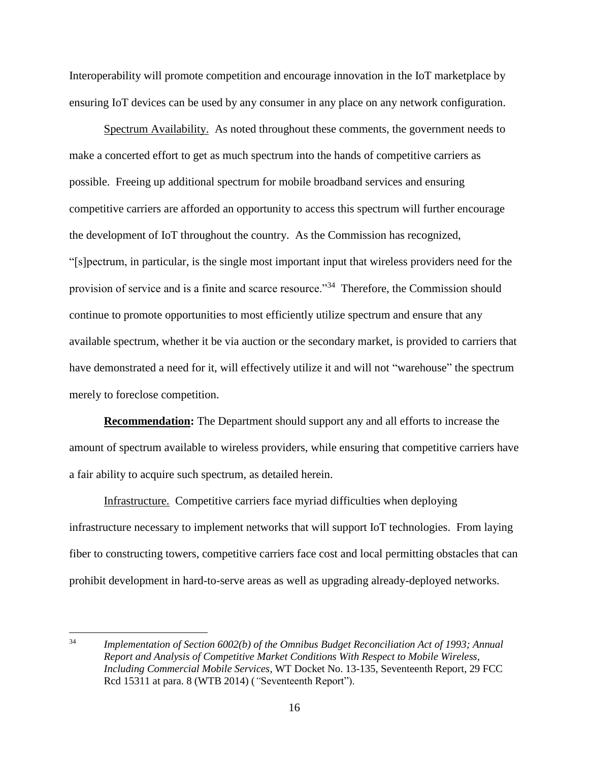Interoperability will promote competition and encourage innovation in the IoT marketplace by ensuring IoT devices can be used by any consumer in any place on any network configuration.

Spectrum Availability. As noted throughout these comments, the government needs to make a concerted effort to get as much spectrum into the hands of competitive carriers as possible. Freeing up additional spectrum for mobile broadband services and ensuring competitive carriers are afforded an opportunity to access this spectrum will further encourage the development of IoT throughout the country. As the Commission has recognized, "[s]pectrum, in particular, is the single most important input that wireless providers need for the provision of service and is a finite and scarce resource."[34] Therefore, the Commission should continue to promote opportunities to most efficiently utilize spectrum and ensure that any available spectrum, whether it be via auction or the secondary market, is provided to carriers that have demonstrated a need for it, will effectively utilize it and will not "warehouse" the spectrum merely to foreclose competition.

**Recommendation:** The Department should support any and all efforts to increase the amount of spectrum available to wireless providers, while ensuring that competitive carriers have a fair ability to acquire such spectrum, as detailed herein.

Infrastructure. Competitive carriers face myriad difficulties when deploying infrastructure necessary to implement networks that will support IoT technologies. From laying fiber to constructing towers, competitive carriers face cost and local permitting obstacles that can prohibit development in hard-to-serve areas as well as upgrading already-deployed networks.

---

[34] *Implementation of Section 6002(b) of the Omnibus Budget Reconciliation Act of 1993; Annual Report and Analysis of Competitive Market Conditions With Respect to Mobile Wireless, Including Commercial Mobile Services*, WT Docket No. 13-135, Seventeenth Report, 29 FCC Rcd 15311 at para. 8 (WTB 2014) ("Seventeenth Report").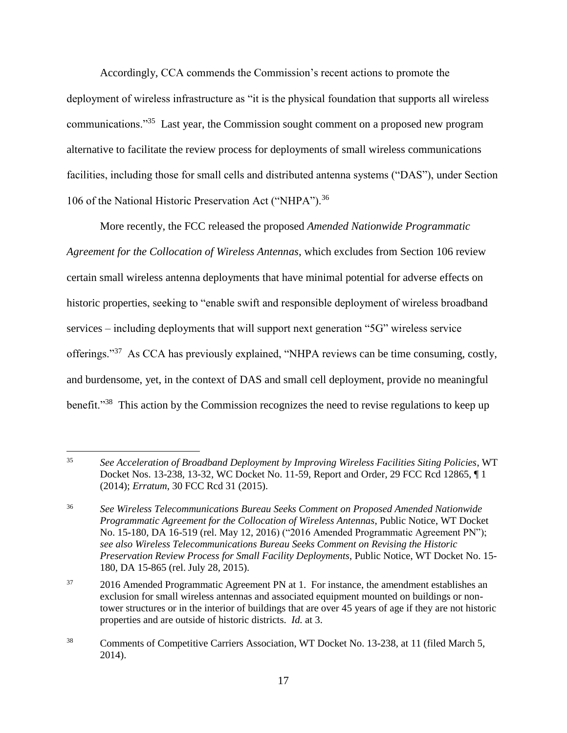Accordingly, CCA commends the Commission's recent actions to promote the deployment of wireless infrastructure as "it is the physical foundation that supports all wireless communications."[35] Last year, the Commission sought comment on a proposed new program alternative to facilitate the review process for deployments of small wireless communications facilities, including those for small cells and distributed antenna systems ("DAS"), under Section 106 of the National Historic Preservation Act ("NHPA").[36]

More recently, the FCC released the proposed *Amended Nationwide Programmatic Agreement for the Collocation of Wireless Antennas*, which excludes from Section 106 review certain small wireless antenna deployments that have minimal potential for adverse effects on historic properties, seeking to "enable swift and responsible deployment of wireless broadband services – including deployments that will support next generation "5G" wireless service offerings."[37] As CCA has previously explained, "NHPA reviews can be time consuming, costly, and burdensome, yet, in the context of DAS and small cell deployment, provide no meaningful benefit."[38] This action by the Commission recognizes the need to revise regulations to keep up

---

[35] *See Acceleration of Broadband Deployment by Improving Wireless Facilities Siting Policies*, WT Docket Nos. 13-238, 13-32, WC Docket No. 11-59, Report and Order, 29 FCC Rcd 12865, ¶ 1 (2014); *Erratum*, 30 FCC Rcd 31 (2015).

[36] *See Wireless Telecommunications Bureau Seeks Comment on Proposed Amended Nationwide Programmatic Agreement for the Collocation of Wireless Antennas*, Public Notice, WT Docket No. 15-180, DA 16-519 (rel. May 12, 2016) ("2016 Amended Programmatic Agreement PN"); *see also Wireless Telecommunications Bureau Seeks Comment on Revising the Historic Preservation Review Process for Small Facility Deployments*, Public Notice, WT Docket No. 15-180, DA 15-865 (rel. July 28, 2015).

[37] 2016 Amended Programmatic Agreement PN at 1. For instance, the amendment establishes an exclusion for small wireless antennas and associated equipment mounted on buildings or non-tower structures or in the interior of buildings that are over 45 years of age if they are not historic properties and are outside of historic districts. *Id.* at 3.

[38] Comments of Competitive Carriers Association, WT Docket No. 13-238, at 11 (filed March 5, 2014).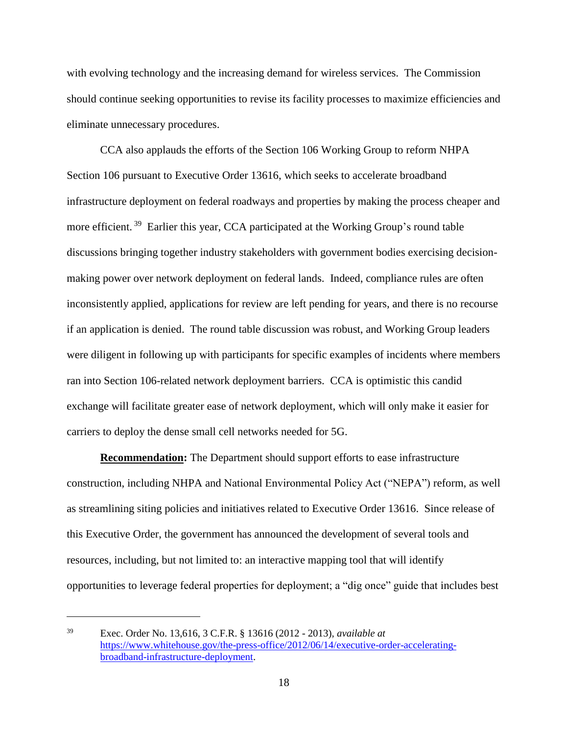with evolving technology and the increasing demand for wireless services. The Commission should continue seeking opportunities to revise its facility processes to maximize efficiencies and eliminate unnecessary procedures.

CCA also applauds the efforts of the Section 106 Working Group to reform NHPA Section 106 pursuant to Executive Order 13616, which seeks to accelerate broadband infrastructure deployment on federal roadways and properties by making the process cheaper and more efficient.[39] Earlier this year, CCA participated at the Working Group's round table discussions bringing together industry stakeholders with government bodies exercising decision-making power over network deployment on federal lands. Indeed, compliance rules are often inconsistently applied, applications for review are left pending for years, and there is no recourse if an application is denied. The round table discussion was robust, and Working Group leaders were diligent in following up with participants for specific examples of incidents where members ran into Section 106-related network deployment barriers. CCA is optimistic this candid exchange will facilitate greater ease of network deployment, which will only make it easier for carriers to deploy the dense small cell networks needed for 5G.

**Recommendation:** The Department should support efforts to ease infrastructure construction, including NHPA and National Environmental Policy Act ("NEPA") reform, as well as streamlining siting policies and initiatives related to Executive Order 13616. Since release of this Executive Order, the government has announced the development of several tools and resources, including, but not limited to: an interactive mapping tool that will identify opportunities to leverage federal properties for deployment; a "dig once" guide that includes best

---

[39] Exec. Order No. 13,616, 3 C.F.R. § 13616 (2012 - 2013), *available at* https://www.whitehouse.gov/the-press-office/2012/06/14/executive-order-accelerating-broadband-infrastructure-deployment.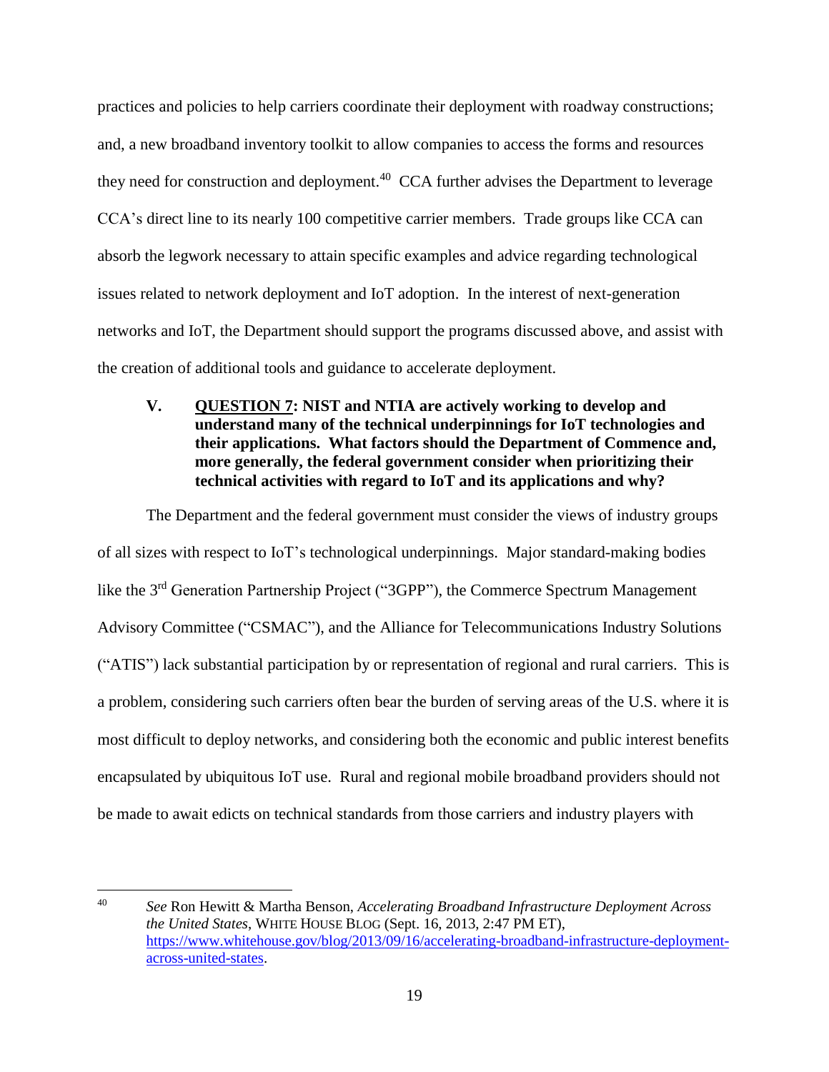practices and policies to help carriers coordinate their deployment with roadway constructions; and, a new broadband inventory toolkit to allow companies to access the forms and resources they need for construction and deployment.[40] CCA further advises the Department to leverage CCA's direct line to its nearly 100 competitive carrier members. Trade groups like CCA can absorb the legwork necessary to attain specific examples and advice regarding technological issues related to network deployment and IoT adoption. In the interest of next-generation networks and IoT, the Department should support the programs discussed above, and assist with the creation of additional tools and guidance to accelerate deployment.

## V. QUESTION 7: NIST and NTIA are actively working to develop and understand many of the technical underpinnings for IoT technologies and their applications. What factors should the Department of Commence and, more generally, the federal government consider when prioritizing their technical activities with regard to IoT and its applications and why?

The Department and the federal government must consider the views of industry groups of all sizes with respect to IoT's technological underpinnings. Major standard-making bodies like the 3rd Generation Partnership Project ("3GPP"), the Commerce Spectrum Management Advisory Committee ("CSMAC"), and the Alliance for Telecommunications Industry Solutions ("ATIS") lack substantial participation by or representation of regional and rural carriers. This is a problem, considering such carriers often bear the burden of serving areas of the U.S. where it is most difficult to deploy networks, and considering both the economic and public interest benefits encapsulated by ubiquitous IoT use. Rural and regional mobile broadband providers should not be made to await edicts on technical standards from those carriers and industry players with

---

[40] *See* Ron Hewitt & Martha Benson, *Accelerating Broadband Infrastructure Deployment Across the United States*, WHITE HOUSE BLOG (Sept. 16, 2013, 2:47 PM ET), https://www.whitehouse.gov/blog/2013/09/16/accelerating-broadband-infrastructure-deployment-across-united-states.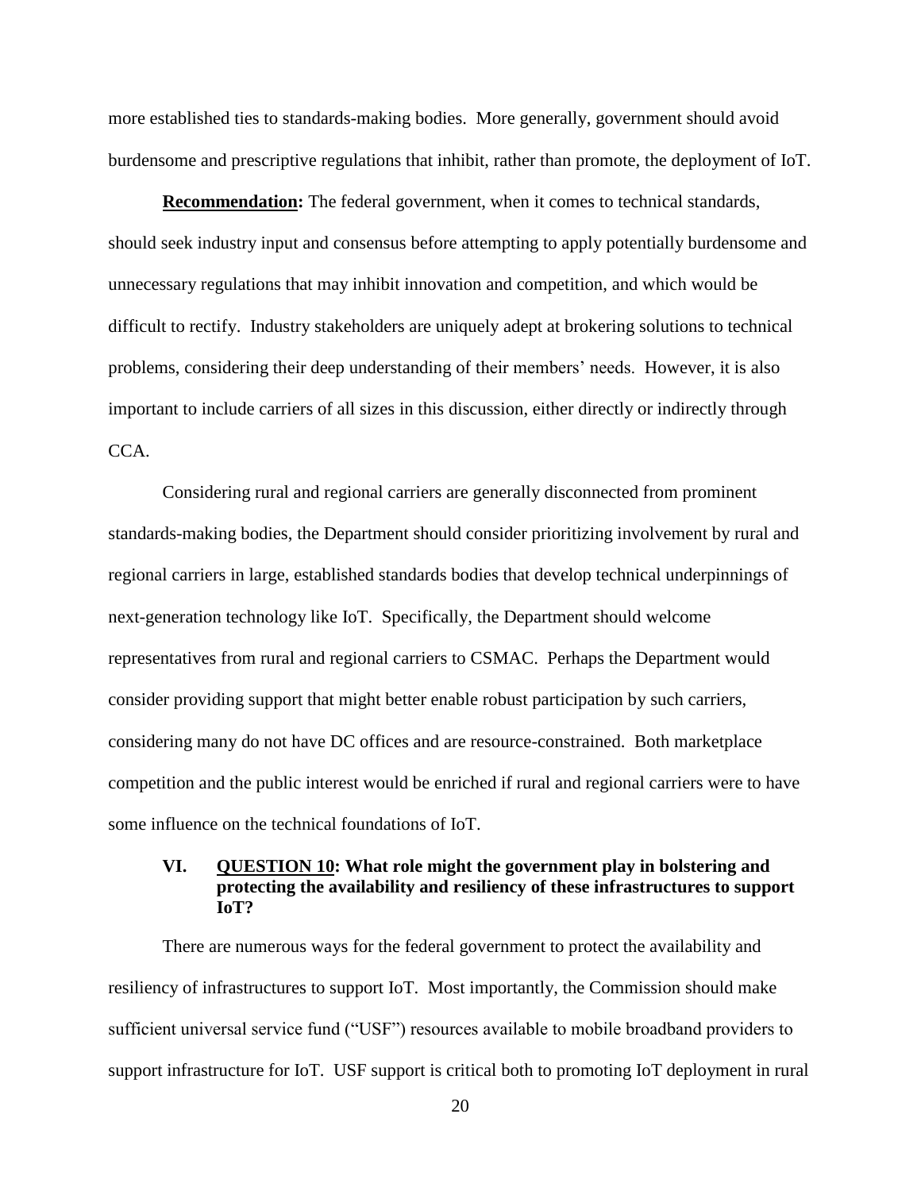more established ties to standards-making bodies. More generally, government should avoid burdensome and prescriptive regulations that inhibit, rather than promote, the deployment of IoT.

**Recommendation:** The federal government, when it comes to technical standards, should seek industry input and consensus before attempting to apply potentially burdensome and unnecessary regulations that may inhibit innovation and competition, and which would be difficult to rectify. Industry stakeholders are uniquely adept at brokering solutions to technical problems, considering their deep understanding of their members' needs. However, it is also important to include carriers of all sizes in this discussion, either directly or indirectly through CCA.

Considering rural and regional carriers are generally disconnected from prominent standards-making bodies, the Department should consider prioritizing involvement by rural and regional carriers in large, established standards bodies that develop technical underpinnings of next-generation technology like IoT. Specifically, the Department should welcome representatives from rural and regional carriers to CSMAC. Perhaps the Department would consider providing support that might better enable robust participation by such carriers, considering many do not have DC offices and are resource-constrained. Both marketplace competition and the public interest would be enriched if rural and regional carriers were to have some influence on the technical foundations of IoT.

## VI. QUESTION 10: What role might the government play in bolstering and protecting the availability and resiliency of these infrastructures to support IoT?

There are numerous ways for the federal government to protect the availability and resiliency of infrastructures to support IoT. Most importantly, the Commission should make sufficient universal service fund ("USF") resources available to mobile broadband providers to support infrastructure for IoT. USF support is critical both to promoting IoT deployment in rural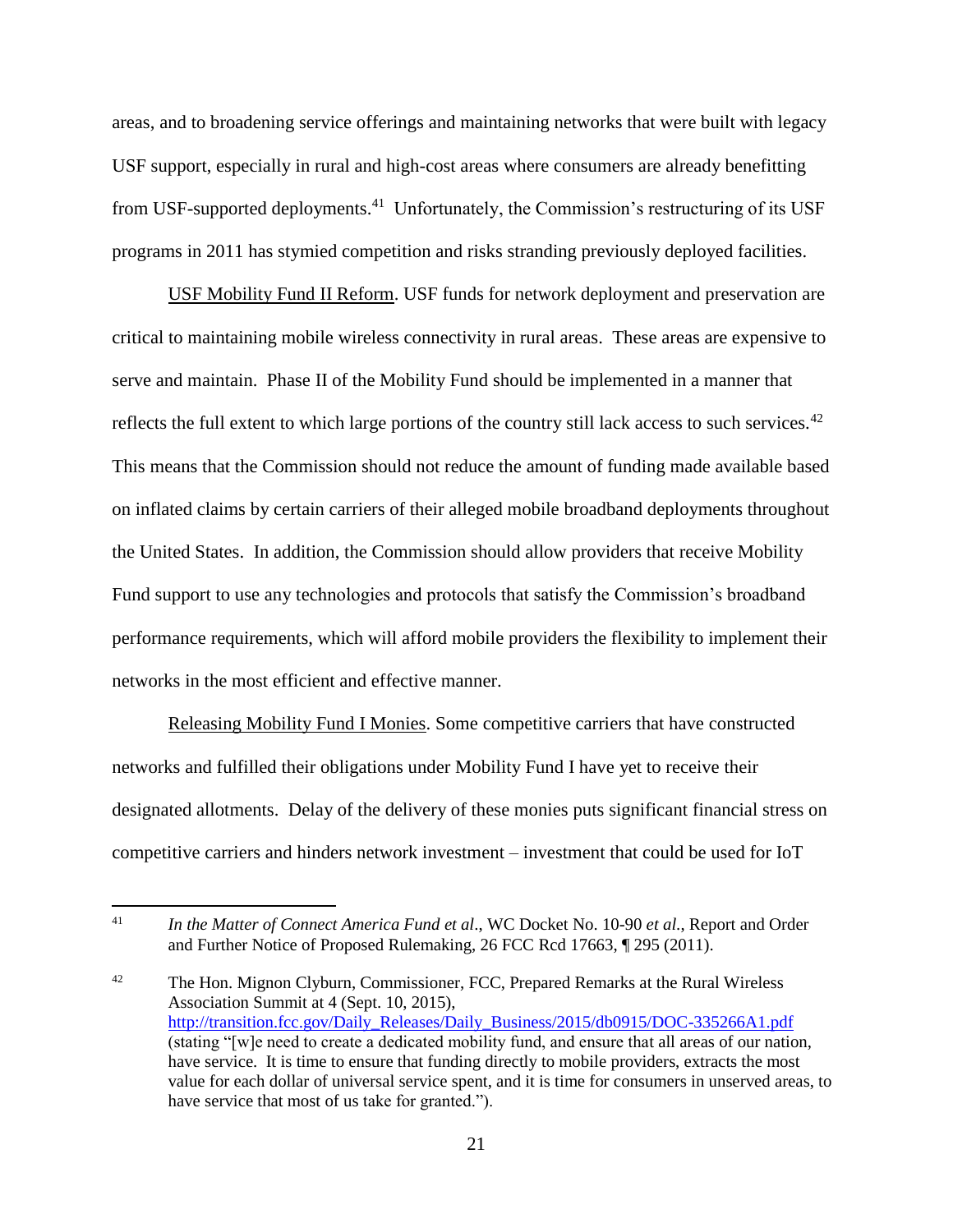areas, and to broadening service offerings and maintaining networks that were built with legacy USF support, especially in rural and high-cost areas where consumers are already benefitting from USF-supported deployments.[41] Unfortunately, the Commission's restructuring of its USF programs in 2011 has stymied competition and risks stranding previously deployed facilities.

USF Mobility Fund II Reform. USF funds for network deployment and preservation are critical to maintaining mobile wireless connectivity in rural areas. These areas are expensive to serve and maintain. Phase II of the Mobility Fund should be implemented in a manner that reflects the full extent to which large portions of the country still lack access to such services.[42] This means that the Commission should not reduce the amount of funding made available based on inflated claims by certain carriers of their alleged mobile broadband deployments throughout the United States. In addition, the Commission should allow providers that receive Mobility Fund support to use any technologies and protocols that satisfy the Commission's broadband performance requirements, which will afford mobile providers the flexibility to implement their networks in the most efficient and effective manner.

Releasing Mobility Fund I Monies. Some competitive carriers that have constructed networks and fulfilled their obligations under Mobility Fund I have yet to receive their designated allotments. Delay of the delivery of these monies puts significant financial stress on competitive carriers and hinders network investment – investment that could be used for IoT

---

[41] *In the Matter of Connect America Fund et al*., WC Docket No. 10-90 *et al.*, Report and Order and Further Notice of Proposed Rulemaking, 26 FCC Rcd 17663, ¶ 295 (2011).

[42] The Hon. Mignon Clyburn, Commissioner, FCC, Prepared Remarks at the Rural Wireless Association Summit at 4 (Sept. 10, 2015), http://transition.fcc.gov/Daily_Releases/Daily_Business/2015/db0915/DOC-335266A1.pdf (stating "[w]e need to create a dedicated mobility fund, and ensure that all areas of our nation, have service. It is time to ensure that funding directly to mobile providers, extracts the most value for each dollar of universal service spent, and it is time for consumers in unserved areas, to have service that most of us take for granted.").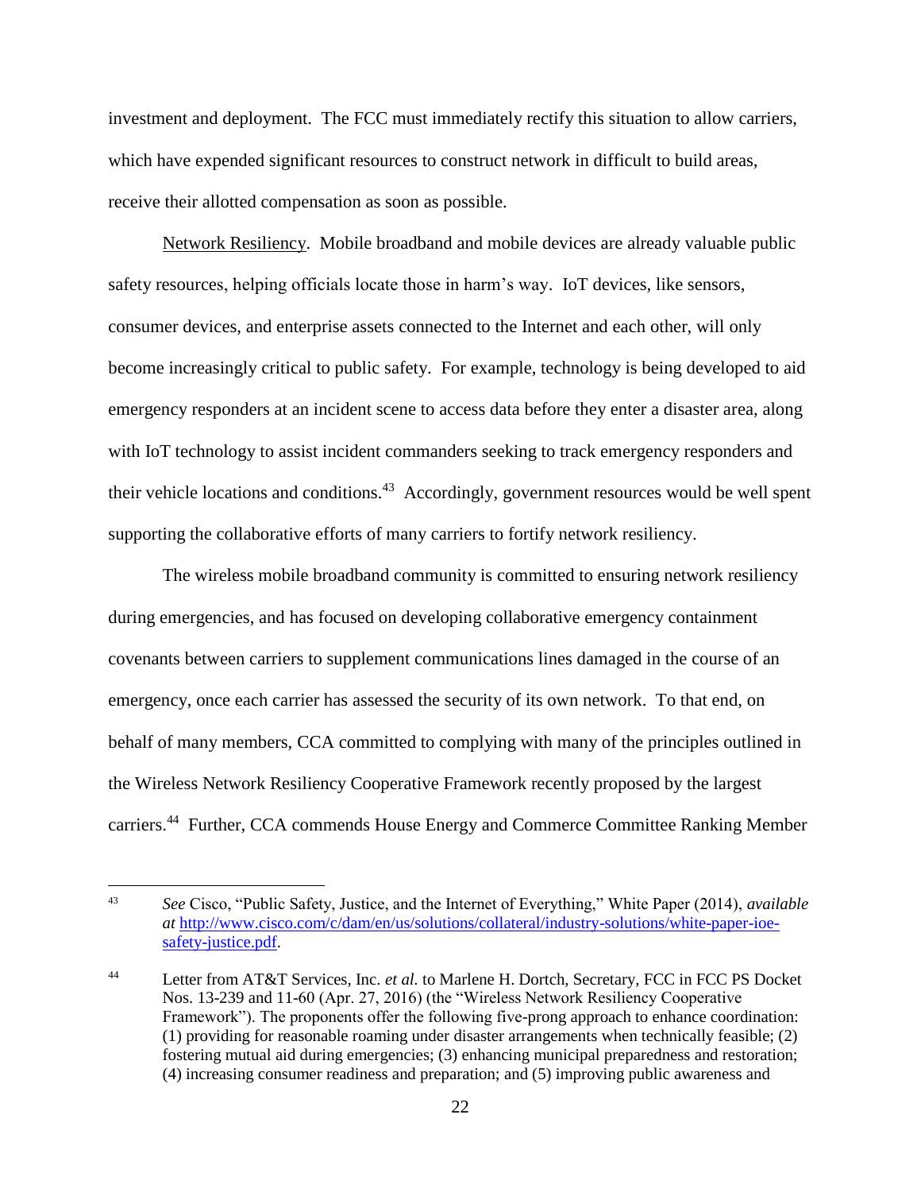investment and deployment. The FCC must immediately rectify this situation to allow carriers, which have expended significant resources to construct network in difficult to build areas, receive their allotted compensation as soon as possible.

Network Resiliency. Mobile broadband and mobile devices are already valuable public safety resources, helping officials locate those in harm's way. IoT devices, like sensors, consumer devices, and enterprise assets connected to the Internet and each other, will only become increasingly critical to public safety. For example, technology is being developed to aid emergency responders at an incident scene to access data before they enter a disaster area, along with IoT technology to assist incident commanders seeking to track emergency responders and their vehicle locations and conditions.[43] Accordingly, government resources would be well spent supporting the collaborative efforts of many carriers to fortify network resiliency.

The wireless mobile broadband community is committed to ensuring network resiliency during emergencies, and has focused on developing collaborative emergency containment covenants between carriers to supplement communications lines damaged in the course of an emergency, once each carrier has assessed the security of its own network. To that end, on behalf of many members, CCA committed to complying with many of the principles outlined in the Wireless Network Resiliency Cooperative Framework recently proposed by the largest carriers.[44] Further, CCA commends House Energy and Commerce Committee Ranking Member

---

[43] *See* Cisco, "Public Safety, Justice, and the Internet of Everything," White Paper (2014), *available at* http://www.cisco.com/c/dam/en/us/solutions/collateral/industry-solutions/white-paper-ioe-safety-justice.pdf.

[44] Letter from AT&T Services, Inc. *et al.* to Marlene H. Dortch, Secretary, FCC in FCC PS Docket Nos. 13-239 and 11-60 (Apr. 27, 2016) (the "Wireless Network Resiliency Cooperative Framework"). The proponents offer the following five-prong approach to enhance coordination: (1) providing for reasonable roaming under disaster arrangements when technically feasible; (2) fostering mutual aid during emergencies; (3) enhancing municipal preparedness and restoration; (4) increasing consumer readiness and preparation; and (5) improving public awareness and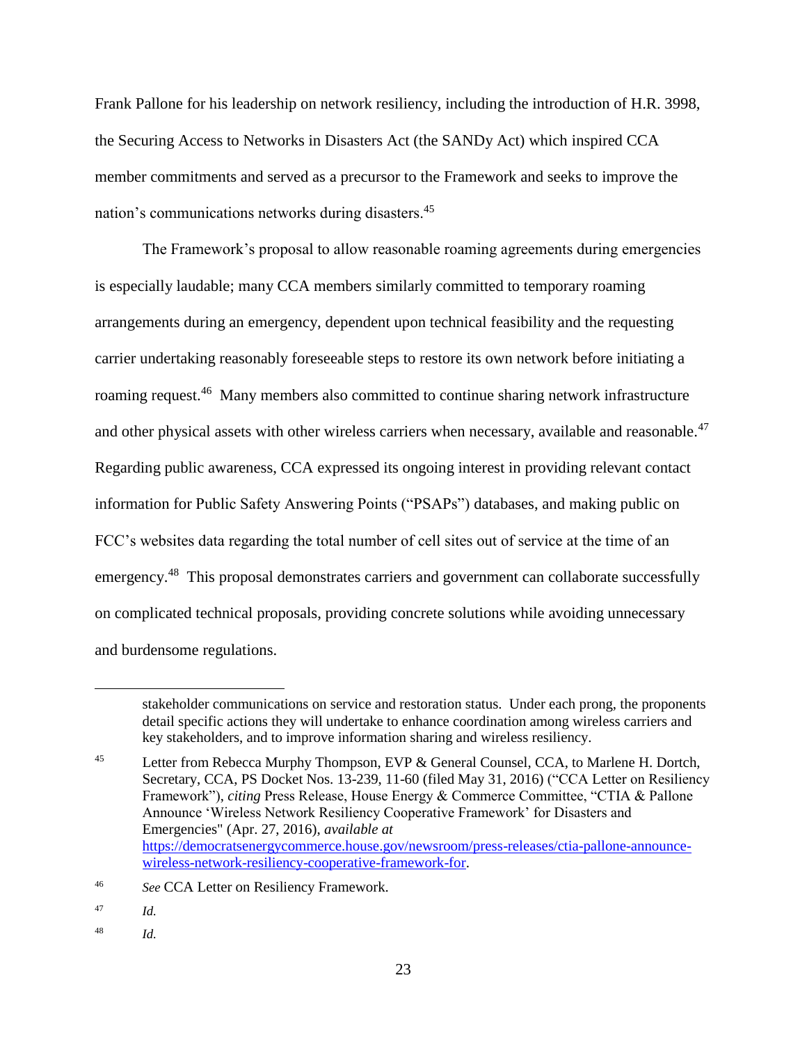Frank Pallone for his leadership on network resiliency, including the introduction of H.R. 3998, the Securing Access to Networks in Disasters Act (the SANDy Act) which inspired CCA member commitments and served as a precursor to the Framework and seeks to improve the nation's communications networks during disasters.[45]

The Framework's proposal to allow reasonable roaming agreements during emergencies is especially laudable; many CCA members similarly committed to temporary roaming arrangements during an emergency, dependent upon technical feasibility and the requesting carrier undertaking reasonably foreseeable steps to restore its own network before initiating a roaming request.[46] Many members also committed to continue sharing network infrastructure and other physical assets with other wireless carriers when necessary, available and reasonable.[47] Regarding public awareness, CCA expressed its ongoing interest in providing relevant contact information for Public Safety Answering Points ("PSAPs") databases, and making public on FCC's websites data regarding the total number of cell sites out of service at the time of an emergency.[48] This proposal demonstrates carriers and government can collaborate successfully on complicated technical proposals, providing concrete solutions while avoiding unnecessary and burdensome regulations.

---

stakeholder communications on service and restoration status. Under each prong, the proponents detail specific actions they will undertake to enhance coordination among wireless carriers and key stakeholders, and to improve information sharing and wireless resiliency.

[45] Letter from Rebecca Murphy Thompson, EVP & General Counsel, CCA, to Marlene H. Dortch, Secretary, CCA, PS Docket Nos. 13-239, 11-60 (filed May 31, 2016) ("CCA Letter on Resiliency Framework"), *citing* Press Release, House Energy & Commerce Committee, "CTIA & Pallone Announce 'Wireless Network Resiliency Cooperative Framework' for Disasters and Emergencies" (Apr. 27, 2016), *available at* https://democratsenergycommerce.house.gov/newsroom/press-releases/ctia-pallone-announce-wireless-network-resiliency-cooperative-framework-for.

[46] *See* CCA Letter on Resiliency Framework.

[47] *Id.*

[48] *Id.*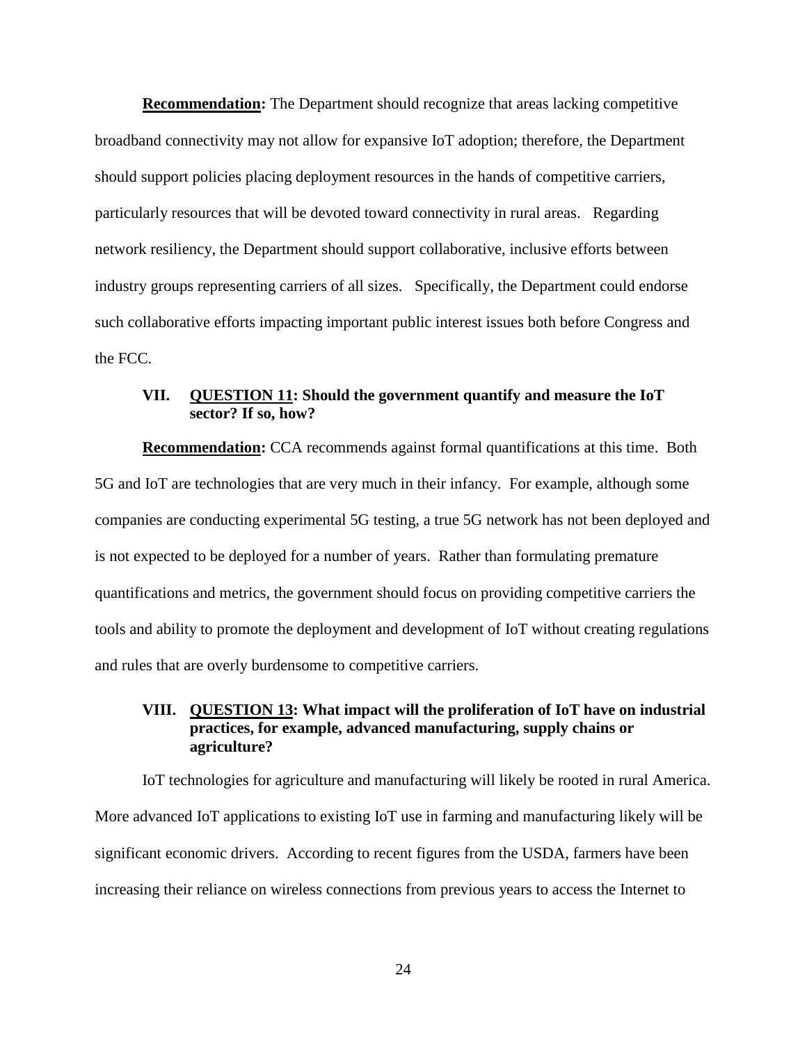**Recommendation:** The Department should recognize that areas lacking competitive broadband connectivity may not allow for expansive IoT adoption; therefore, the Department should support policies placing deployment resources in the hands of competitive carriers, particularly resources that will be devoted toward connectivity in rural areas. Regarding network resiliency, the Department should support collaborative, inclusive efforts between industry groups representing carriers of all sizes. Specifically, the Department could endorse such collaborative efforts impacting important public interest issues both before Congress and the FCC.

## VII. QUESTION 11: Should the government quantify and measure the IoT sector? If so, how?

**Recommendation:** CCA recommends against formal quantifications at this time. Both 5G and IoT are technologies that are very much in their infancy. For example, although some companies are conducting experimental 5G testing, a true 5G network has not been deployed and is not expected to be deployed for a number of years. Rather than formulating premature quantifications and metrics, the government should focus on providing competitive carriers the tools and ability to promote the deployment and development of IoT without creating regulations and rules that are overly burdensome to competitive carriers.

## VIII. QUESTION 13: What impact will the proliferation of IoT have on industrial practices, for example, advanced manufacturing, supply chains or agriculture?

IoT technologies for agriculture and manufacturing will likely be rooted in rural America. More advanced IoT applications to existing IoT use in farming and manufacturing likely will be significant economic drivers. According to recent figures from the USDA, farmers have been increasing their reliance on wireless connections from previous years to access the Internet to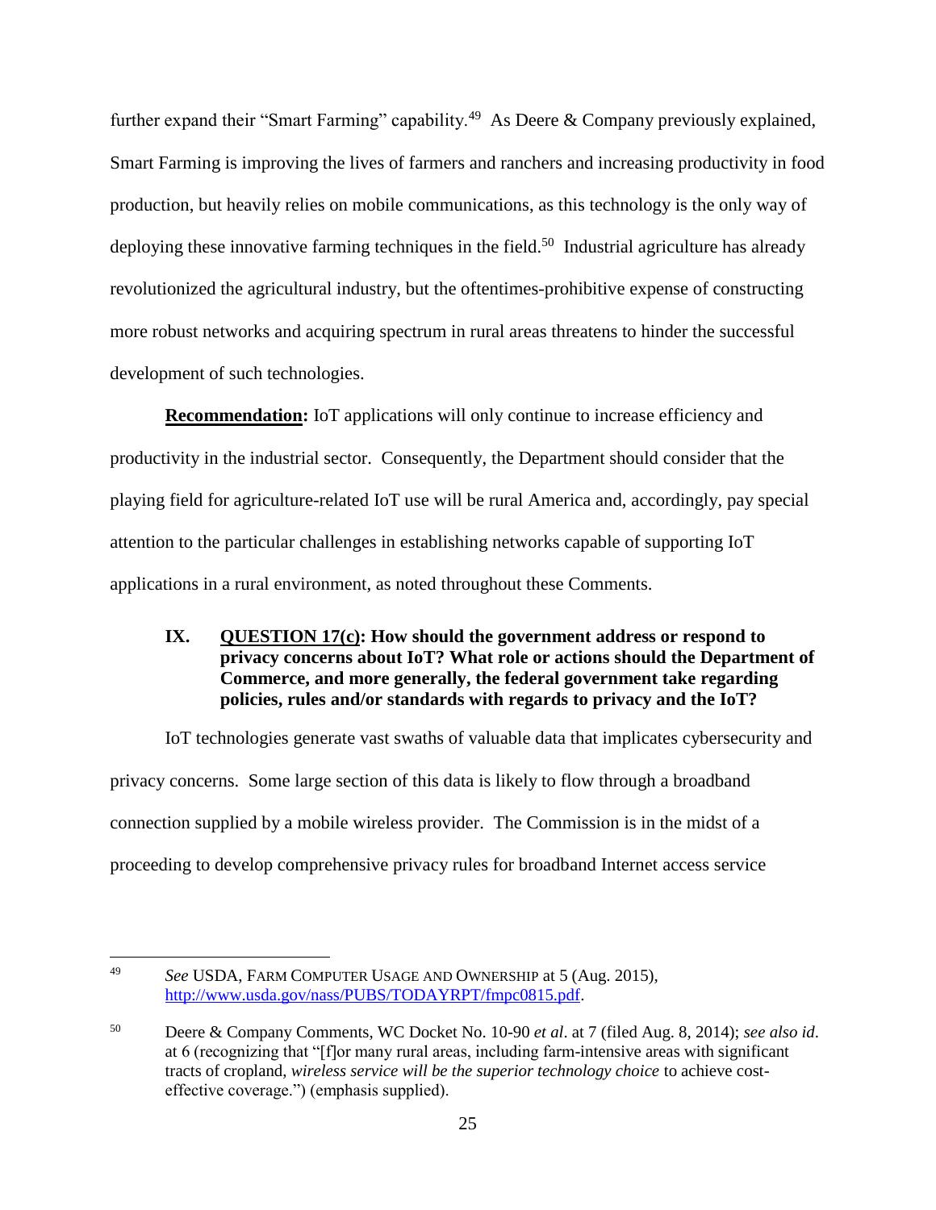further expand their "Smart Farming" capability.[49] As Deere & Company previously explained, Smart Farming is improving the lives of farmers and ranchers and increasing productivity in food production, but heavily relies on mobile communications, as this technology is the only way of deploying these innovative farming techniques in the field.[50] Industrial agriculture has already revolutionized the agricultural industry, but the oftentimes-prohibitive expense of constructing more robust networks and acquiring spectrum in rural areas threatens to hinder the successful development of such technologies.

**Recommendation:** IoT applications will only continue to increase efficiency and productivity in the industrial sector. Consequently, the Department should consider that the playing field for agriculture-related IoT use will be rural America and, accordingly, pay special attention to the particular challenges in establishing networks capable of supporting IoT applications in a rural environment, as noted throughout these Comments.

## IX. QUESTION 17(c): How should the government address or respond to privacy concerns about IoT? What role or actions should the Department of Commerce, and more generally, the federal government take regarding policies, rules and/or standards with regards to privacy and the IoT?

IoT technologies generate vast swaths of valuable data that implicates cybersecurity and privacy concerns. Some large section of this data is likely to flow through a broadband connection supplied by a mobile wireless provider. The Commission is in the midst of a proceeding to develop comprehensive privacy rules for broadband Internet access service

---

[49] *See* USDA, FARM COMPUTER USAGE AND OWNERSHIP at 5 (Aug. 2015), http://www.usda.gov/nass/PUBS/TODAYRPT/fmpc0815.pdf.

[50] Deere & Company Comments, WC Docket No. 10-90 *et al*. at 7 (filed Aug. 8, 2014); *see also id*. at 6 (recognizing that "[f]or many rural areas, including farm-intensive areas with significant tracts of cropland, *wireless service will be the superior technology choice* to achieve cost-effective coverage.") (emphasis supplied).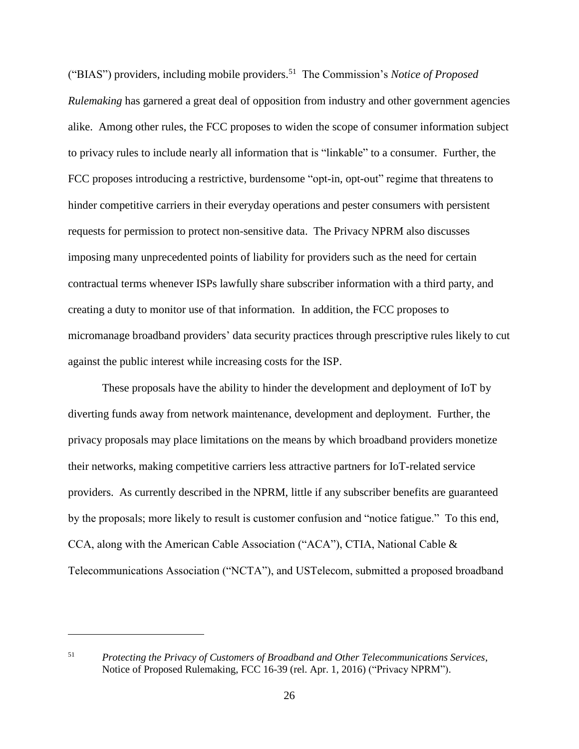("BIAS") providers, including mobile providers.[51] The Commission's *Notice of Proposed Rulemaking* has garnered a great deal of opposition from industry and other government agencies alike. Among other rules, the FCC proposes to widen the scope of consumer information subject to privacy rules to include nearly all information that is "linkable" to a consumer. Further, the FCC proposes introducing a restrictive, burdensome "opt-in, opt-out" regime that threatens to hinder competitive carriers in their everyday operations and pester consumers with persistent requests for permission to protect non-sensitive data. The Privacy NPRM also discusses imposing many unprecedented points of liability for providers such as the need for certain contractual terms whenever ISPs lawfully share subscriber information with a third party, and creating a duty to monitor use of that information. In addition, the FCC proposes to micromanage broadband providers' data security practices through prescriptive rules likely to cut against the public interest while increasing costs for the ISP.

These proposals have the ability to hinder the development and deployment of IoT by diverting funds away from network maintenance, development and deployment. Further, the privacy proposals may place limitations on the means by which broadband providers monetize their networks, making competitive carriers less attractive partners for IoT-related service providers. As currently described in the NPRM, little if any subscriber benefits are guaranteed by the proposals; more likely to result is customer confusion and "notice fatigue." To this end, CCA, along with the American Cable Association ("ACA"), CTIA, National Cable & Telecommunications Association ("NCTA"), and USTelecom, submitted a proposed broadband

---

[51] *Protecting the Privacy of Customers of Broadband and Other Telecommunications Services*, Notice of Proposed Rulemaking, FCC 16-39 (rel. Apr. 1, 2016) ("Privacy NPRM").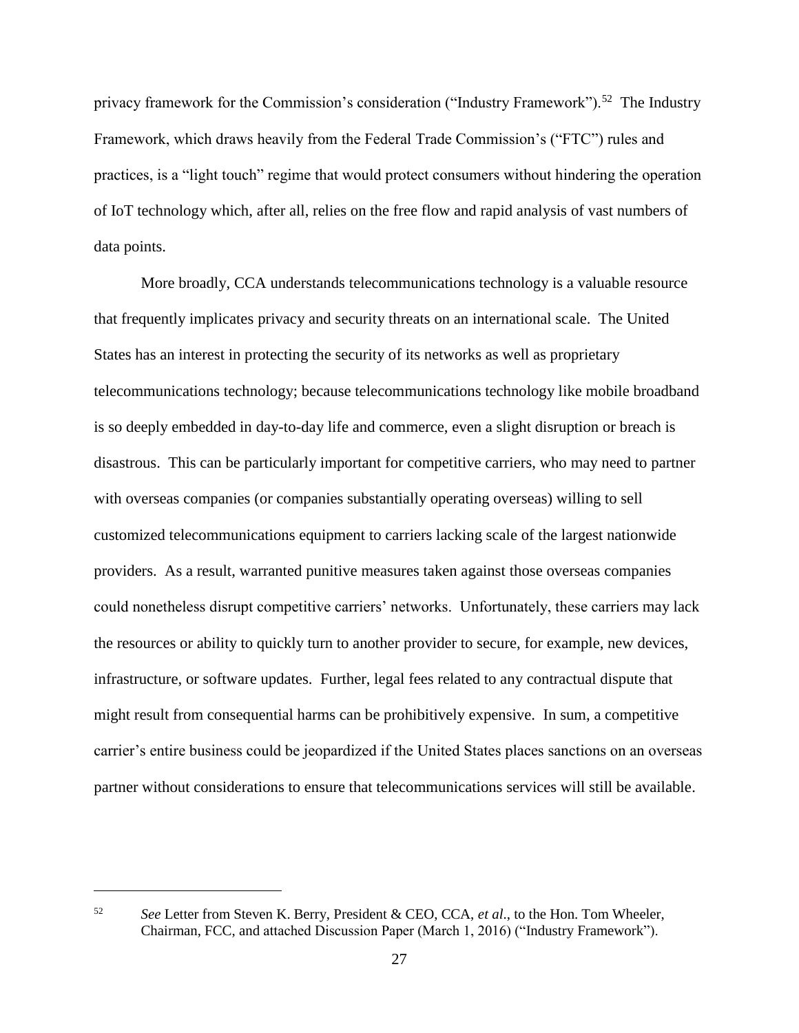privacy framework for the Commission's consideration ("Industry Framework").[52] The Industry Framework, which draws heavily from the Federal Trade Commission's ("FTC") rules and practices, is a "light touch" regime that would protect consumers without hindering the operation of IoT technology which, after all, relies on the free flow and rapid analysis of vast numbers of data points.

More broadly, CCA understands telecommunications technology is a valuable resource that frequently implicates privacy and security threats on an international scale. The United States has an interest in protecting the security of its networks as well as proprietary telecommunications technology; because telecommunications technology like mobile broadband is so deeply embedded in day-to-day life and commerce, even a slight disruption or breach is disastrous. This can be particularly important for competitive carriers, who may need to partner with overseas companies (or companies substantially operating overseas) willing to sell customized telecommunications equipment to carriers lacking scale of the largest nationwide providers. As a result, warranted punitive measures taken against those overseas companies could nonetheless disrupt competitive carriers' networks. Unfortunately, these carriers may lack the resources or ability to quickly turn to another provider to secure, for example, new devices, infrastructure, or software updates. Further, legal fees related to any contractual dispute that might result from consequential harms can be prohibitively expensive. In sum, a competitive carrier's entire business could be jeopardized if the United States places sanctions on an overseas partner without considerations to ensure that telecommunications services will still be available.

---

[52] *See* Letter from Steven K. Berry, President & CEO, CCA, *et al*., to the Hon. Tom Wheeler, Chairman, FCC, and attached Discussion Paper (March 1, 2016) ("Industry Framework").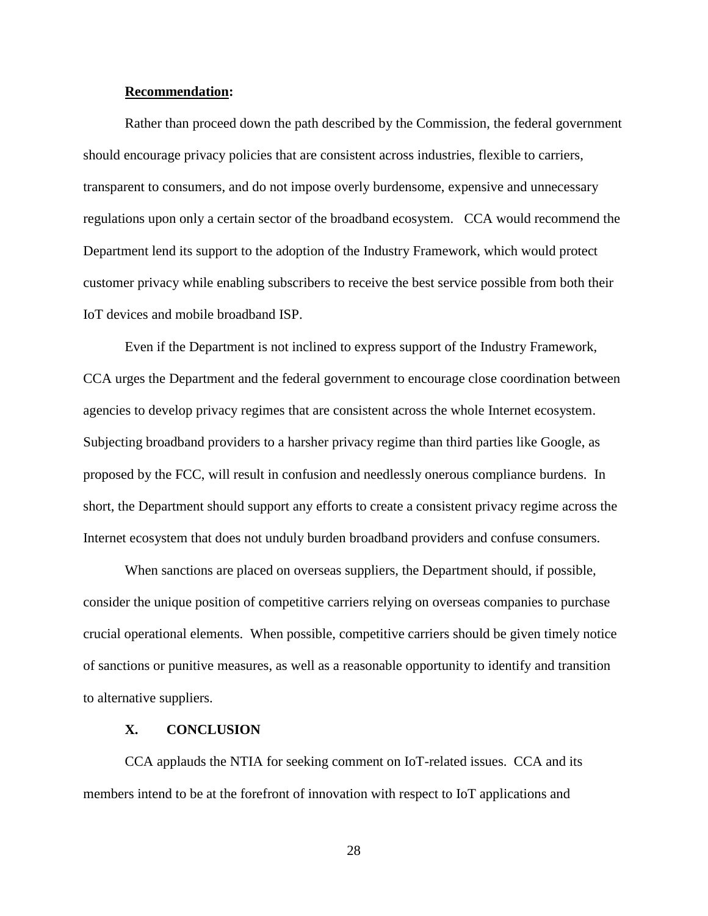**Recommendation:**

Rather than proceed down the path described by the Commission, the federal government should encourage privacy policies that are consistent across industries, flexible to carriers, transparent to consumers, and do not impose overly burdensome, expensive and unnecessary regulations upon only a certain sector of the broadband ecosystem. CCA would recommend the Department lend its support to the adoption of the Industry Framework, which would protect customer privacy while enabling subscribers to receive the best service possible from both their IoT devices and mobile broadband ISP.

Even if the Department is not inclined to express support of the Industry Framework, CCA urges the Department and the federal government to encourage close coordination between agencies to develop privacy regimes that are consistent across the whole Internet ecosystem. Subjecting broadband providers to a harsher privacy regime than third parties like Google, as proposed by the FCC, will result in confusion and needlessly onerous compliance burdens. In short, the Department should support any efforts to create a consistent privacy regime across the Internet ecosystem that does not unduly burden broadband providers and confuse consumers.

When sanctions are placed on overseas suppliers, the Department should, if possible, consider the unique position of competitive carriers relying on overseas companies to purchase crucial operational elements. When possible, competitive carriers should be given timely notice of sanctions or punitive measures, as well as a reasonable opportunity to identify and transition to alternative suppliers.

## X. CONCLUSION

CCA applauds the NTIA for seeking comment on IoT-related issues. CCA and its members intend to be at the forefront of innovation with respect to IoT applications and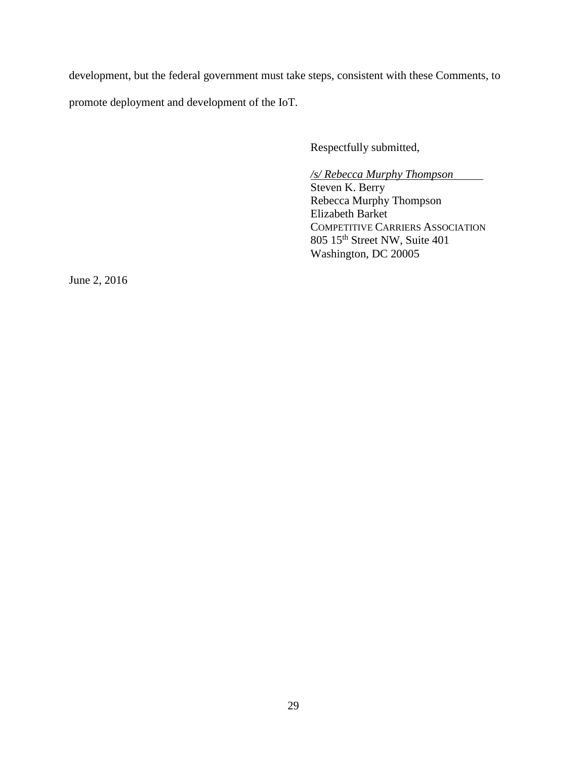development, but the federal government must take steps, consistent with these Comments, to promote deployment and development of the IoT.

Respectfully submitted,

*/s/ Rebecca Murphy Thompson*
Steven K. Berry
Rebecca Murphy Thompson
Elizabeth Barket
COMPETITIVE CARRIERS ASSOCIATION
805 15th Street NW, Suite 401
Washington, DC 20005

June 2, 2016